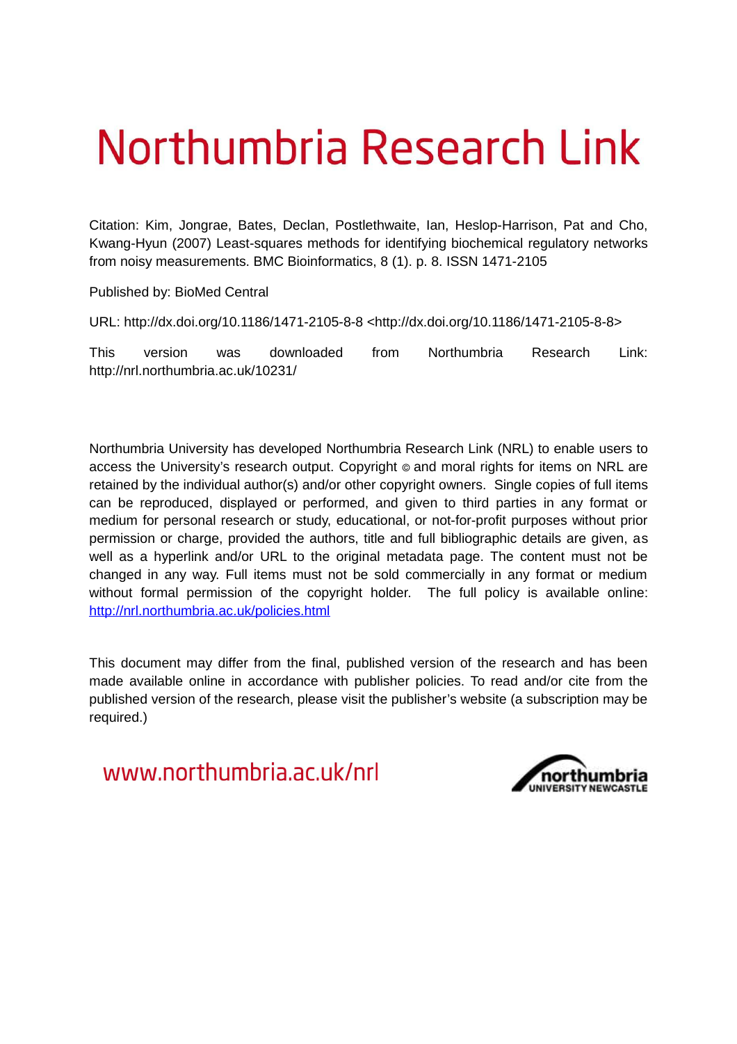# Northumbria Research Link

Citation: Kim, Jongrae, Bates, Declan, Postlethwaite, Ian, Heslop-Harrison, Pat and Cho, Kwang-Hyun (2007) Least-squares methods for identifying biochemical regulatory networks from noisy measurements. BMC Bioinformatics, 8 (1). p. 8. ISSN 1471-2105

Published by: BioMed Central

URL: http://dx.doi.org/10.1186/1471-2105-8-8 <http://dx.doi.org/10.1186/1471-2105-8-8>

This version was downloaded from Northumbria Research Link: http://nrl.northumbria.ac.uk/10231/

Northumbria University has developed Northumbria Research Link (NRL) to enable users to access the University's research output. Copyright © and moral rights for items on NRL are retained by the individual author(s) and/or other copyright owners. Single copies of full items can be reproduced, displayed or performed, and given to third parties in any format or medium for personal research or study, educational, or not-for-profit purposes without prior permission or charge, provided the authors, title and full bibliographic details are given, as well as a hyperlink and/or URL to the original metadata page. The content must not be changed in any way. Full items must not be sold commercially in any format or medium without formal permission of the copyright holder. The full policy is available online: http://nrl.northumbria.ac.uk/policies.html

This document may differ from the final, published version of the research and has been made available online in accordance with publisher policies. To read and/or cite from the published version of the research, please visit the publisher's website (a subscription may be required.)

www.northumbria.ac.uk/nrl

northumbria
UNIVERSITY NEWCASTLE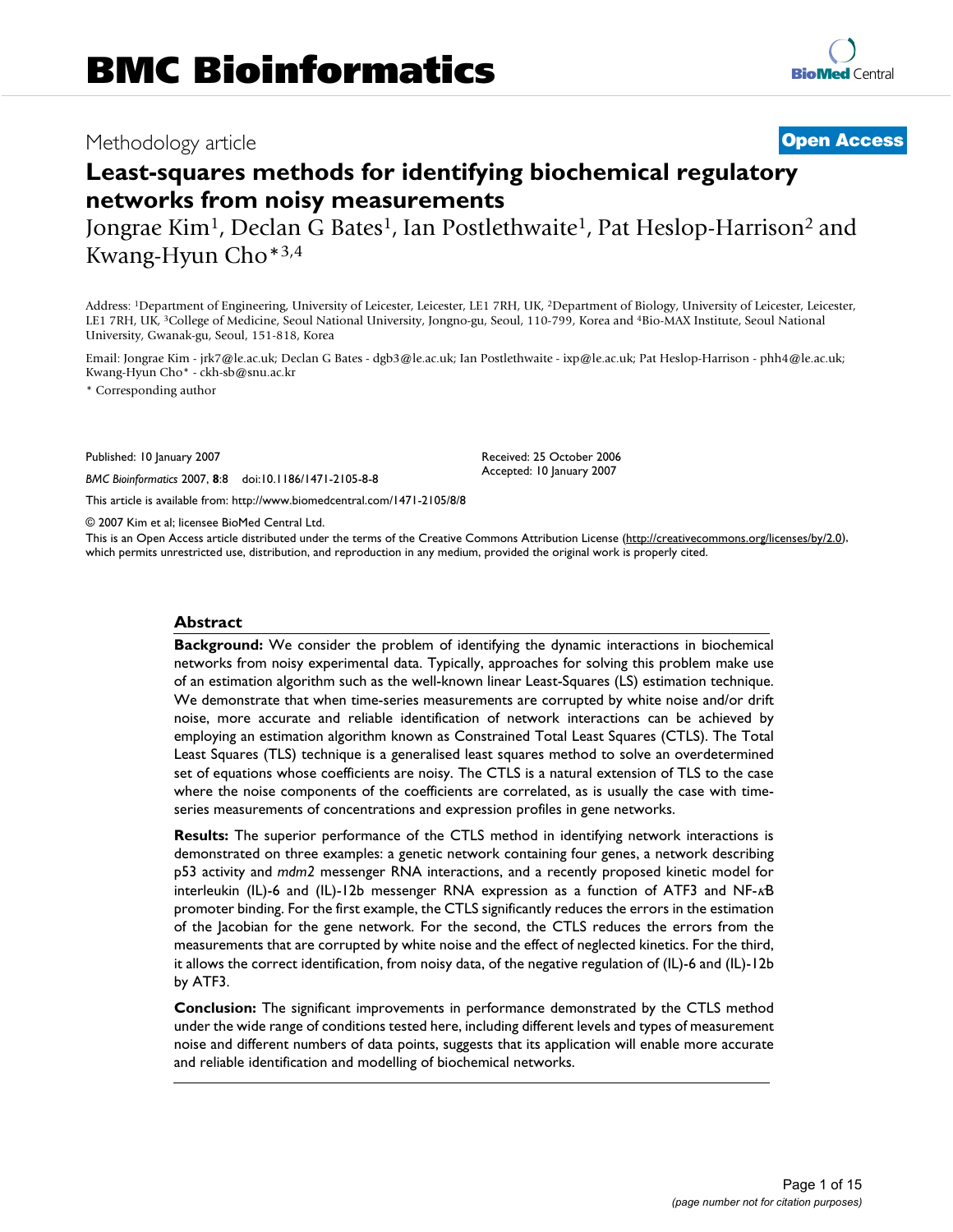# Least-squares methods for identifying biochemical regulatory networks from noisy measurements

Jongrae Kim[1], Declan G Bates[1], Ian Postlethwaite[1], Pat Heslop-Harrison[2] and Kwang-Hyun Cho*[3,4]

Address: [1]Department of Engineering, University of Leicester, Leicester, LE1 7RH, UK, [2]Department of Biology, University of Leicester, Leicester, LE1 7RH, UK, [3]College of Medicine, Seoul National University, Jongno-gu, Seoul, 110-799, Korea and [4]Bio-MAX Institute, Seoul National University, Gwanak-gu, Seoul, 151-818, Korea

Email: Jongrae Kim - jrk7@le.ac.uk; Declan G Bates - dgb3@le.ac.uk; Ian Postlethwaite - ixp@le.ac.uk; Pat Heslop-Harrison - phh4@le.ac.uk; Kwang-Hyun Cho* - ckh-sb@snu.ac.kr

* Corresponding author

Published: 10 January 2007

*BMC Bioinformatics* 2007, **8**:8 doi:10.1186/1471-2105-8-8

Received: 25 October 2006
Accepted: 10 January 2007

This article is available from: http://www.biomedcentral.com/1471-2105/8/8

© 2007 Kim et al; licensee BioMed Central Ltd.

This is an Open Access article distributed under the terms of the Creative Commons Attribution License (http://creativecommons.org/licenses/by/2.0), which permits unrestricted use, distribution, and reproduction in any medium, provided the original work is properly cited.

## Abstract

**Background:** We consider the problem of identifying the dynamic interactions in biochemical networks from noisy experimental data. Typically, approaches for solving this problem make use of an estimation algorithm such as the well-known linear Least-Squares (LS) estimation technique. We demonstrate that when time-series measurements are corrupted by white noise and/or drift noise, more accurate and reliable identification of network interactions can be achieved by employing an estimation algorithm known as Constrained Total Least Squares (CTLS). The Total Least Squares (TLS) technique is a generalised least squares method to solve an overdetermined set of equations whose coefficients are noisy. The CTLS is a natural extension of TLS to the case where the noise components of the coefficients are correlated, as is usually the case with time-series measurements of concentrations and expression profiles in gene networks.

**Results:** The superior performance of the CTLS method in identifying network interactions is demonstrated on three examples: a genetic network containing four genes, a network describing p53 activity and *mdm2* messenger RNA interactions, and a recently proposed kinetic model for interleukin (IL)-6 and (IL)-12b messenger RNA expression as a function of ATF3 and NF-κB promoter binding. For the first example, the CTLS significantly reduces the errors in the estimation of the Jacobian for the gene network. For the second, the CTLS reduces the errors from the measurements that are corrupted by white noise and the effect of neglected kinetics. For the third, it allows the correct identification, from noisy data, of the negative regulation of (IL)-6 and (IL)-12b by ATF3.

**Conclusion:** The significant improvements in performance demonstrated by the CTLS method under the wide range of conditions tested here, including different levels and types of measurement noise and different numbers of data points, suggests that its application will enable more accurate and reliable identification and modelling of biochemical networks.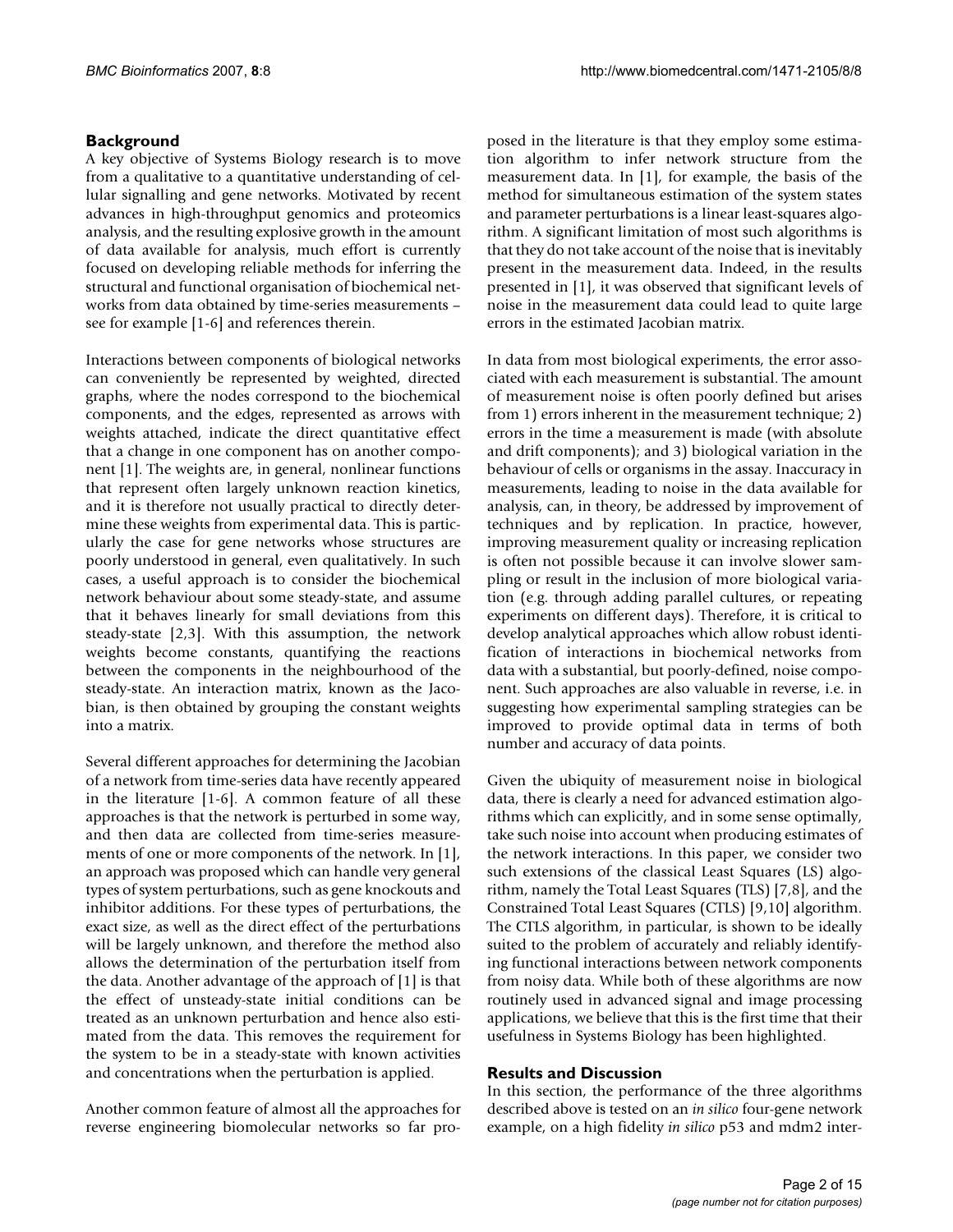## Background

A key objective of Systems Biology research is to move from a qualitative to a quantitative understanding of cellular signalling and gene networks. Motivated by recent advances in high-throughput genomics and proteomics analysis, and the resulting explosive growth in the amount of data available for analysis, much effort is currently focused on developing reliable methods for inferring the structural and functional organisation of biochemical networks from data obtained by time-series measurements – see for example [1-6] and references therein.

Interactions between components of biological networks can conveniently be represented by weighted, directed graphs, where the nodes correspond to the biochemical components, and the edges, represented as arrows with weights attached, indicate the direct quantitative effect that a change in one component has on another component [1]. The weights are, in general, nonlinear functions that represent often largely unknown reaction kinetics, and it is therefore not usually practical to directly determine these weights from experimental data. This is particularly the case for gene networks whose structures are poorly understood in general, even qualitatively. In such cases, a useful approach is to consider the biochemical network behaviour about some steady-state, and assume that it behaves linearly for small deviations from this steady-state [2,3]. With this assumption, the network weights become constants, quantifying the reactions between the components in the neighbourhood of the steady-state. An interaction matrix, known as the Jacobian, is then obtained by grouping the constant weights into a matrix.

Several different approaches for determining the Jacobian of a network from time-series data have recently appeared in the literature [1-6]. A common feature of all these approaches is that the network is perturbed in some way, and then data are collected from time-series measurements of one or more components of the network. In [1], an approach was proposed which can handle very general types of system perturbations, such as gene knockouts and inhibitor additions. For these types of perturbations, the exact size, as well as the direct effect of the perturbations will be largely unknown, and therefore the method also allows the determination of the perturbation itself from the data. Another advantage of the approach of [1] is that the effect of unsteady-state initial conditions can be treated as an unknown perturbation and hence also estimated from the data. This removes the requirement for the system to be in a steady-state with known activities and concentrations when the perturbation is applied.

Another common feature of almost all the approaches for reverse engineering biomolecular networks so far proposed in the literature is that they employ some estimation algorithm to infer network structure from the measurement data. In [1], for example, the basis of the method for simultaneous estimation of the system states and parameter perturbations is a linear least-squares algorithm. A significant limitation of most such algorithms is that they do not take account of the noise that is inevitably present in the measurement data. Indeed, in the results presented in [1], it was observed that significant levels of noise in the measurement data could lead to quite large errors in the estimated Jacobian matrix.

In data from most biological experiments, the error associated with each measurement is substantial. The amount of measurement noise is often poorly defined but arises from 1) errors inherent in the measurement technique; 2) errors in the time a measurement is made (with absolute and drift components); and 3) biological variation in the behaviour of cells or organisms in the assay. Inaccuracy in measurements, leading to noise in the data available for analysis, can, in theory, be addressed by improvement of techniques and by replication. In practice, however, improving measurement quality or increasing replication is often not possible because it can involve slower sampling or result in the inclusion of more biological variation (e.g. through adding parallel cultures, or repeating experiments on different days). Therefore, it is critical to develop analytical approaches which allow robust identification of interactions in biochemical networks from data with a substantial, but poorly-defined, noise component. Such approaches are also valuable in reverse, i.e. in suggesting how experimental sampling strategies can be improved to provide optimal data in terms of both number and accuracy of data points.

Given the ubiquity of measurement noise in biological data, there is clearly a need for advanced estimation algorithms which can explicitly, and in some sense optimally, take such noise into account when producing estimates of the network interactions. In this paper, we consider two such extensions of the classical Least Squares (LS) algorithm, namely the Total Least Squares (TLS) [7,8], and the Constrained Total Least Squares (CTLS) [9,10] algorithm. The CTLS algorithm, in particular, is shown to be ideally suited to the problem of accurately and reliably identifying functional interactions between network components from noisy data. While both of these algorithms are now routinely used in advanced signal and image processing applications, we believe that this is the first time that their usefulness in Systems Biology has been highlighted.

## Results and Discussion

In this section, the performance of the three algorithms described above is tested on an *in silico* four-gene network example, on a high fidelity *in silico* p53 and mdm2 inter-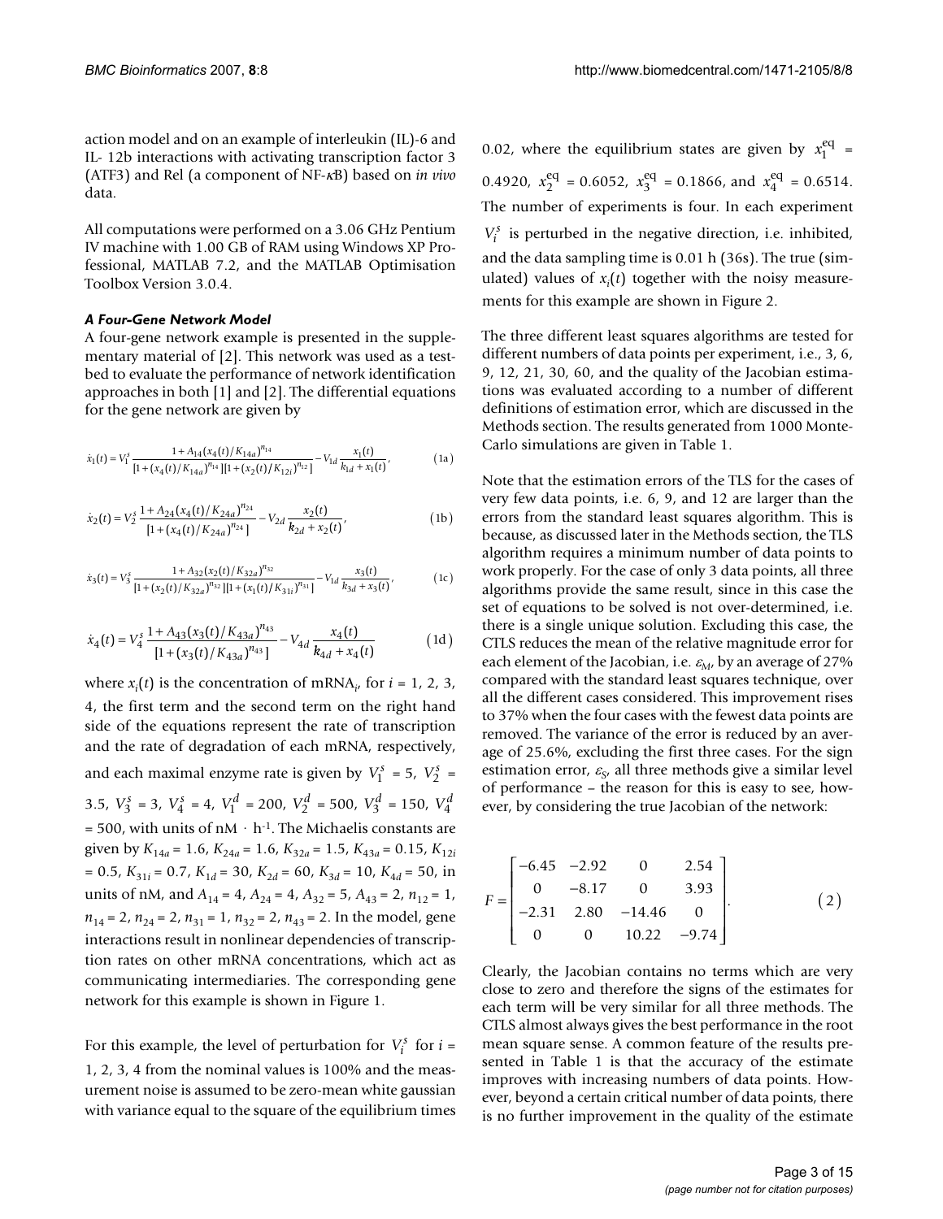action model and on an example of interleukin (IL)-6 and IL- 12b interactions with activating transcription factor 3 (ATF3) and Rel (a component of NF-$\kappa$B) based on *in vivo* data.

All computations were performed on a 3.06 GHz Pentium IV machine with 1.00 GB of RAM using Windows XP Professional, MATLAB 7.2, and the MATLAB Optimisation Toolbox Version 3.0.4.

### *A Four-Gene Network Model*

A four-gene network example is presented in the supplementary material of [2]. This network was used as a testbed to evaluate the performance of network identification approaches in both [1] and [2]. The differential equations for the gene network are given by

$$\dot{x}_1(t) = V_1^s \frac{1 + A_{14}(x_4(t)/K_{14a})^{n_{14}}}{[1+(x_4(t)/K_{14a})^{n_{14}}][1+(x_2(t)/K_{12i})^{n_{12}}]} - V_{1d}\frac{x_1(t)}{k_{1d}+x_1(t)}, \tag{1a}$$

$$\dot{x}_2(t) = V_2^s \frac{1 + A_{24}(x_4(t)/K_{24a})^{n_{24}}}{[1+(x_4(t)/K_{24a})^{n_{24}}]} - V_{2d}\frac{x_2(t)}{k_{2d}+x_2(t)}, \tag{1b}$$

$$\dot{x}_3(t) = V_3^s \frac{1 + A_{32}(x_2(t)/K_{32a})^{n_{32}}}{[1+(x_2(t)/K_{32a})^{n_{32}}][1+(x_1(t)/K_{31i})^{n_{31}}]} - V_{1d}\frac{x_3(t)}{k_{3d}+x_3(t)}, \tag{1c}$$

$$\dot{x}_4(t) = V_4^s \frac{1 + A_{43}(x_3(t)/K_{43a})^{n_{43}}}{[1+(x_3(t)/K_{43a})^{n_{43}}]} - V_{4d}\frac{x_4(t)}{k_{4d}+x_4(t)} \tag{1d}$$

where $x_i(t)$ is the concentration of mRNA$_i$, for $i$ = 1, 2, 3, 4, the first term and the second term on the right hand side of the equations represent the rate of transcription and the rate of degradation of each mRNA, respectively, and each maximal enzyme rate is given by $V_1^s$ = 5, $V_2^s$ = 3.5, $V_3^s$ = 3, $V_4^s$ = 4, $V_1^d$ = 200, $V_2^d$ = 500, $V_3^d$ = 150, $V_4^d$ = 500, with units of nM · h$^{-1}$. The Michaelis constants are given by $K_{14a}$ = 1.6, $K_{24a}$ = 1.6, $K_{32a}$ = 1.5, $K_{43a}$ = 0.15, $K_{12i}$ = 0.5, $K_{31i}$ = 0.7, $K_{1d}$ = 30, $K_{2d}$ = 60, $K_{3d}$ = 10, $K_{4d}$ = 50, in units of nM, and $A_{14}$ = 4, $A_{24}$ = 4, $A_{32}$ = 5, $A_{43}$ = 2, $n_{12}$ = 1, $n_{14}$ = 2, $n_{24}$ = 2, $n_{31}$ = 1, $n_{32}$ = 2, $n_{43}$ = 2. In the model, gene interactions result in nonlinear dependencies of transcription rates on other mRNA concentrations, which act as communicating intermediaries. The corresponding gene network for this example is shown in Figure 1.

For this example, the level of perturbation for $V_i^s$ for $i$ = 1, 2, 3, 4 from the nominal values is 100% and the measurement noise is assumed to be zero-mean white gaussian with variance equal to the square of the equilibrium times 0.02, where the equilibrium states are given by $x_1^{eq}$ = 0.4920, $x_2^{eq}$ = 0.6052, $x_3^{eq}$ = 0.1866, and $x_4^{eq}$ = 0.6514. The number of experiments is four. In each experiment $V_i^s$ is perturbed in the negative direction, i.e. inhibited, and the data sampling time is 0.01 h (36s). The true (simulated) values of $x_i(t)$ together with the noisy measurements for this example are shown in Figure 2.

The three different least squares algorithms are tested for different numbers of data points per experiment, i.e., 3, 6, 9, 12, 21, 30, 60, and the quality of the Jacobian estimations was evaluated according to a number of different definitions of estimation error, which are discussed in the Methods section. The results generated from 1000 Monte-Carlo simulations are given in Table 1.

Note that the estimation errors of the TLS for the cases of very few data points, i.e. 6, 9, and 12 are larger than the errors from the standard least squares algorithm. This is because, as discussed later in the Methods section, the TLS algorithm requires a minimum number of data points to work properly. For the case of only 3 data points, all three algorithms provide the same result, since in this case the set of equations to be solved is not over-determined, i.e. there is a single unique solution. Excluding this case, the CTLS reduces the mean of the relative magnitude error for each element of the Jacobian, i.e. $\varepsilon_M$, by an average of 27% compared with the standard least squares technique, over all the different cases considered. This improvement rises to 37% when the four cases with the fewest data points are removed. The variance of the error is reduced by an average of 25.6%, excluding the first three cases. For the sign estimation error, $\varepsilon_S$, all three methods give a similar level of performance – the reason for this is easy to see, however, by considering the true Jacobian of the network:

$$F = \begin{bmatrix} -6.45 & -2.92 & 0 & 2.54 \\ 0 & -8.17 & 0 & 3.93 \\ -2.31 & 2.80 & -14.46 & 0 \\ 0 & 0 & 10.22 & -9.74 \end{bmatrix}. \tag{2}$$

Clearly, the Jacobian contains no terms which are very close to zero and therefore the signs of the estimates for each term will be very similar for all three methods. The CTLS almost always gives the best performance in the root mean square sense. A common feature of the results presented in Table 1 is that the accuracy of the estimate improves with increasing numbers of data points. However, beyond a certain critical number of data points, there is no further improvement in the quality of the estimate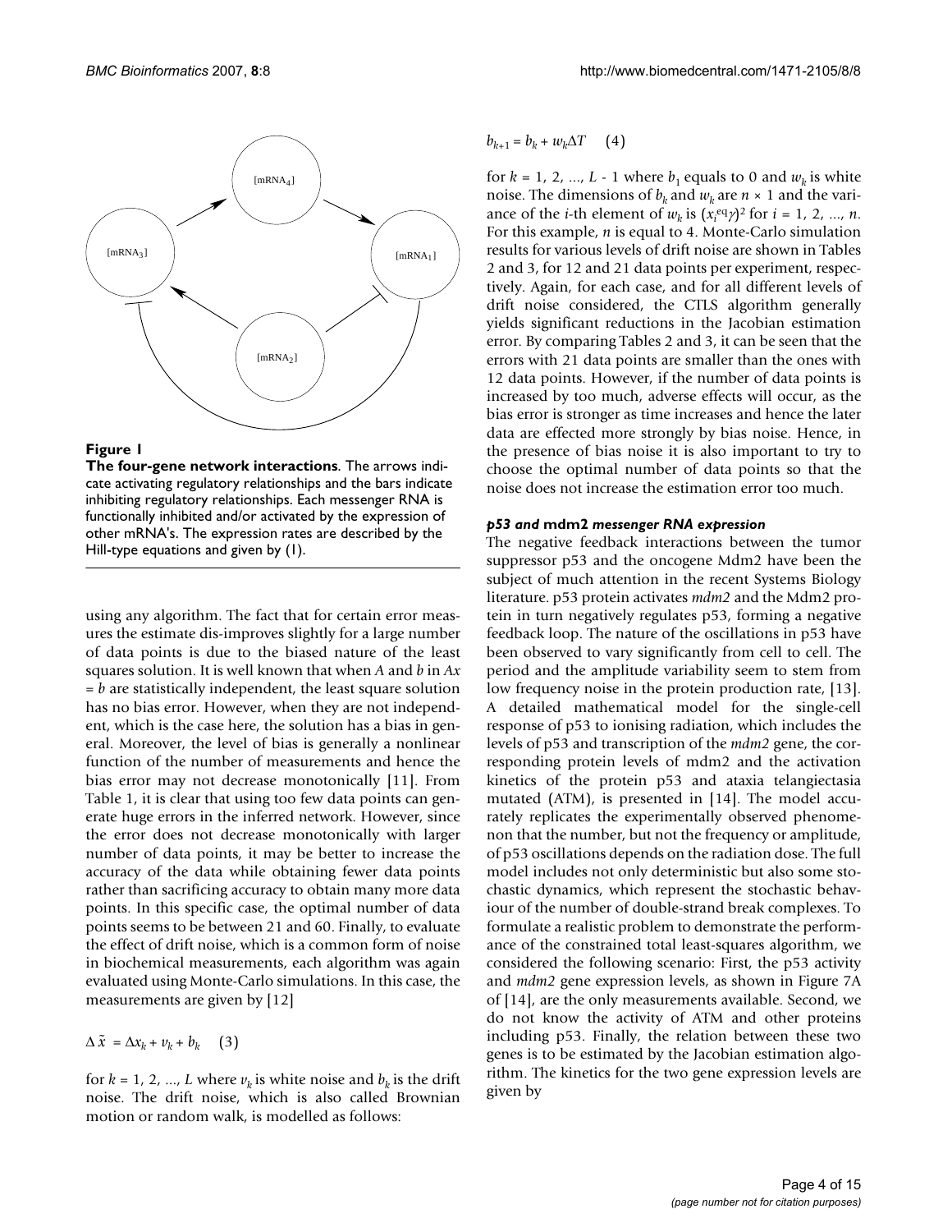**Figure 1**

**The four-gene network interactions**. The arrows indicate activating regulatory relationships and the bars indicate inhibiting regulatory relationships. Each messenger RNA is functionally inhibited and/or activated by the expression of other mRNA's. The expression rates are described by the Hill-type equations and given by (1).

using any algorithm. The fact that for certain error measures the estimate dis-improves slightly for a large number of data points is due to the biased nature of the least squares solution. It is well known that when $A$ and $b$ in $Ax = b$ are statistically independent, the least square solution has no bias error. However, when they are not independent, which is the case here, the solution has a bias in general. Moreover, the level of bias is generally a nonlinear function of the number of measurements and hence the bias error may not decrease monotonically [11]. From Table 1, it is clear that using too few data points can generate huge errors in the inferred network. However, since the error does not decrease monotonically with larger number of data points, it may be better to increase the accuracy of the data while obtaining fewer data points rather than sacrificing accuracy to obtain many more data points. In this specific case, the optimal number of data points seems to be between 21 and 60. Finally, to evaluate the effect of drift noise, which is a common form of noise in biochemical measurements, each algorithm was again evaluated using Monte-Carlo simulations. In this case, the measurements are given by [12]

$$\Delta \tilde{x} = \Delta x_k + v_k + b_k \quad (3)$$

for $k = 1, 2, ..., L$ where $v_k$ is white noise and $b_k$ is the drift noise. The drift noise, which is also called Brownian motion or random walk, is modelled as follows:

$$b_{k+1} = b_k + w_k \Delta T \quad (4)$$

for $k = 1, 2, ..., L - 1$ where $b_1$ equals to 0 and $w_k$ is white noise. The dimensions of $b_k$ and $w_k$ are $n \times 1$ and the variance of the $i$-th element of $w_k$ is $(x_i^{eq}\gamma)^2$ for $i = 1, 2, ..., n$. For this example, $n$ is equal to 4. Monte-Carlo simulation results for various levels of drift noise are shown in Tables 2 and 3, for 12 and 21 data points per experiment, respectively. Again, for each case, and for all different levels of drift noise considered, the CTLS algorithm generally yields significant reductions in the Jacobian estimation error. By comparing Tables 2 and 3, it can be seen that the errors with 21 data points are smaller than the ones with 12 data points. However, if the number of data points is increased by too much, adverse effects will occur, as the bias error is stronger as time increases and hence the later data are effected more strongly by bias noise. Hence, in the presence of bias noise it is also important to try to choose the optimal number of data points so that the noise does not increase the estimation error too much.

### *p53 and* mdm2 *messenger RNA expression*

The negative feedback interactions between the tumor suppressor p53 and the oncogene Mdm2 have been the subject of much attention in the recent Systems Biology literature. p53 protein activates *mdm2* and the Mdm2 protein in turn negatively regulates p53, forming a negative feedback loop. The nature of the oscillations in p53 have been observed to vary significantly from cell to cell. The period and the amplitude variability seem to stem from low frequency noise in the protein production rate, [13]. A detailed mathematical model for the single-cell response of p53 to ionising radiation, which includes the levels of p53 and transcription of the *mdm2* gene, the corresponding protein levels of mdm2 and the activation kinetics of the protein p53 and ataxia telangiectasia mutated (ATM), is presented in [14]. The model accurately replicates the experimentally observed phenomenon that the number, but not the frequency or amplitude, of p53 oscillations depends on the radiation dose. The full model includes not only deterministic but also some stochastic dynamics, which represent the stochastic behaviour of the number of double-strand break complexes. To formulate a realistic problem to demonstrate the performance of the constrained total least-squares algorithm, we considered the following scenario: First, the p53 activity and *mdm2* gene expression levels, as shown in Figure 7A of [14], are the only measurements available. Second, we do not know the activity of ATM and other proteins including p53. Finally, the relation between these two genes is to be estimated by the Jacobian estimation algorithm. The kinetics for the two gene expression levels are given by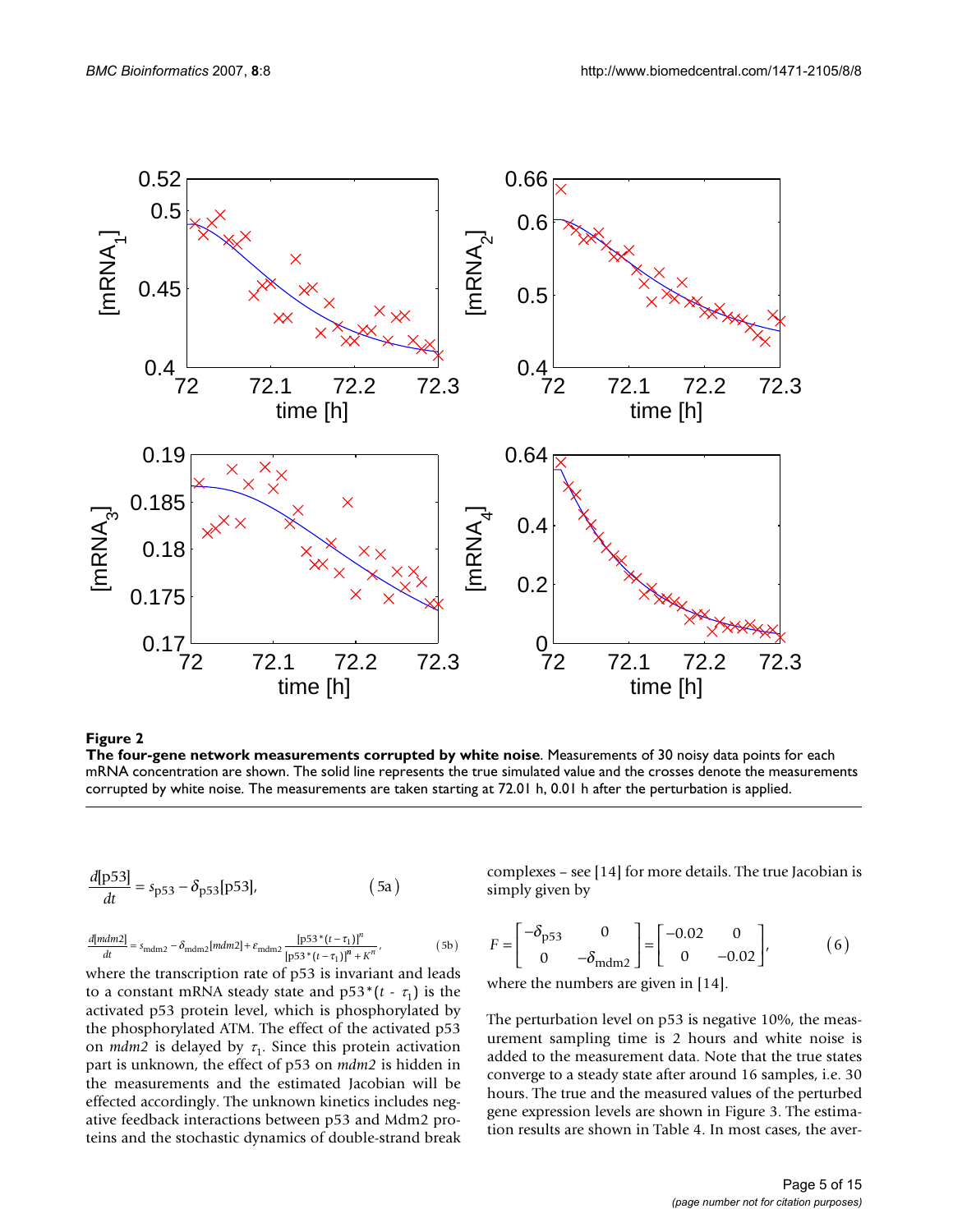**Figure 2**

**The four-gene network measurements corrupted by white noise**. Measurements of 30 noisy data points for each mRNA concentration are shown. The solid line represents the true simulated value and the crosses denote the measurements corrupted by white noise. The measurements are taken starting at 72.01 h, 0.01 h after the perturbation is applied.

$$\frac{d[\text{p53}]}{dt} = s_{\text{p53}} - \delta_{\text{p53}}[\text{p53}], \tag{5a}$$

$$\frac{d[mdm2]}{dt} = s_{\text{mdm2}} - \delta_{\text{mdm2}}[mdm2] + \varepsilon_{\text{mdm2}} \frac{[\text{p53}^*(t-\tau_1)]^n}{[\text{p53}^*(t-\tau_1)]^n + K^n}, \tag{5b}$$

where the transcription rate of p53 is invariant and leads to a constant mRNA steady state and $\text{p53}^*(t - \tau_1)$ is the activated p53 protein level, which is phosphorylated by the phosphorylated ATM. The effect of the activated p53 on *mdm2* is delayed by $\tau_1$. Since this protein activation part is unknown, the effect of p53 on *mdm2* is hidden in the measurements and the estimated Jacobian will be effected accordingly. The unknown kinetics includes negative feedback interactions between p53 and Mdm2 proteins and the stochastic dynamics of double-strand break complexes – see [14] for more details. The true Jacobian is simply given by

$$F = \begin{bmatrix} -\delta_{\text{p53}} & 0 \\ 0 & -\delta_{\text{mdm2}} \end{bmatrix} = \begin{bmatrix} -0.02 & 0 \\ 0 & -0.02 \end{bmatrix}, \tag{6}$$

where the numbers are given in [14].

The perturbation level on p53 is negative 10%, the measurement sampling time is 2 hours and white noise is added to the measurement data. Note that the true states converge to a steady state after around 16 samples, i.e. 30 hours. The true and the measured values of the perturbed gene expression levels are shown in Figure 3. The estimation results are shown in Table 4. In most cases, the aver-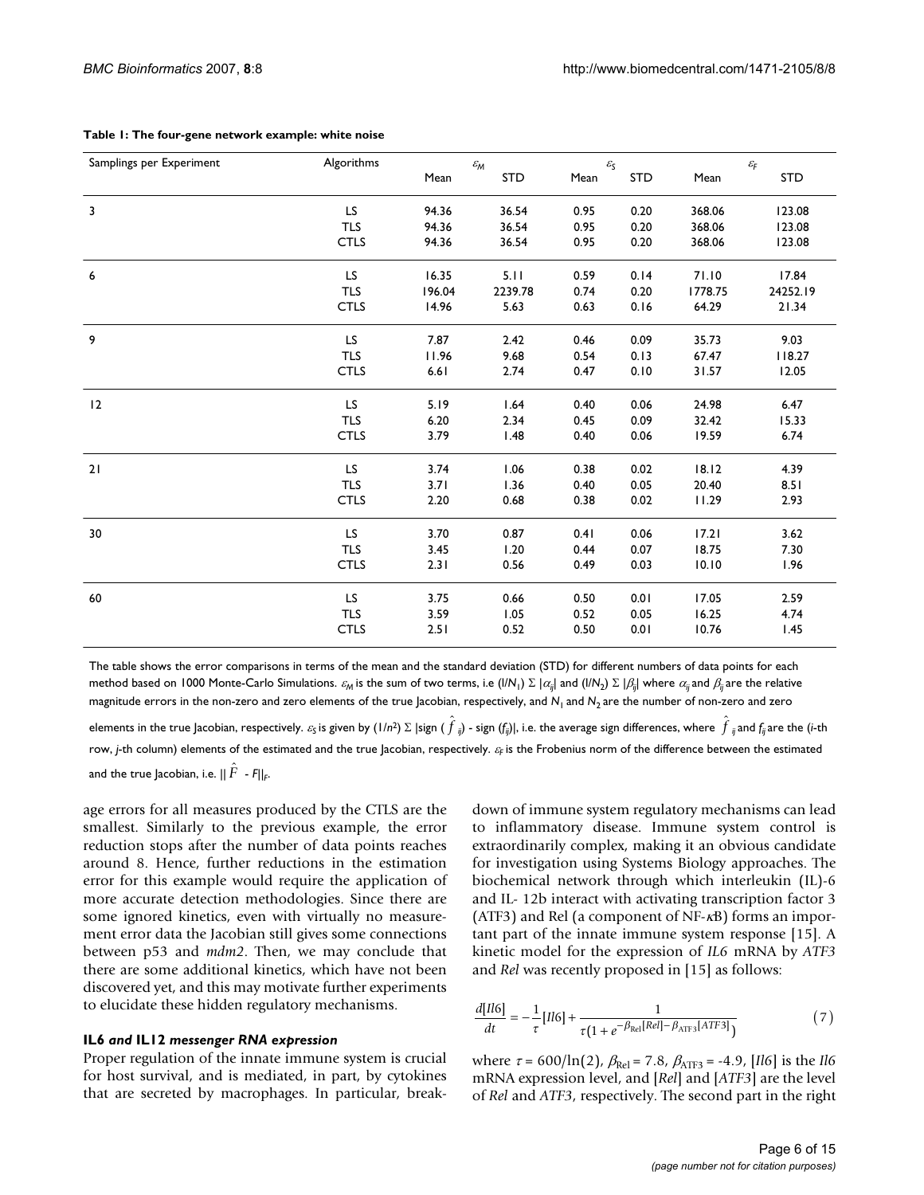**Table 1: The four-gene network example: white noise**

| Samplings per Experiment | Algorithms | $\varepsilon_M$ | | $\varepsilon_S$ | | $\varepsilon_F$ | |
|---|---|---|---|---|---|---|---|
| | | Mean | STD | Mean | STD | Mean | STD |
| 3 | LS | 94.36 | 36.54 | 0.95 | 0.20 | 368.06 | 123.08 |
| | TLS | 94.36 | 36.54 | 0.95 | 0.20 | 368.06 | 123.08 |
| | CTLS | 94.36 | 36.54 | 0.95 | 0.20 | 368.06 | 123.08 |
| 6 | LS | 16.35 | 5.11 | 0.59 | 0.14 | 71.10 | 17.84 |
| | TLS | 196.04 | 2239.78 | 0.74 | 0.20 | 1778.75 | 24252.19 |
| | CTLS | 14.96 | 5.63 | 0.63 | 0.16 | 64.29 | 21.34 |
| 9 | LS | 7.87 | 2.42 | 0.46 | 0.09 | 35.73 | 9.03 |
| | TLS | 11.96 | 9.68 | 0.54 | 0.13 | 67.47 | 118.27 |
| | CTLS | 6.61 | 2.74 | 0.47 | 0.10 | 31.57 | 12.05 |
| 12 | LS | 5.19 | 1.64 | 0.40 | 0.06 | 24.98 | 6.47 |
| | TLS | 6.20 | 2.34 | 0.45 | 0.09 | 32.42 | 15.33 |
| | CTLS | 3.79 | 1.48 | 0.40 | 0.06 | 19.59 | 6.74 |
| 21 | LS | 3.74 | 1.06 | 0.38 | 0.02 | 18.12 | 4.39 |
| | TLS | 3.71 | 1.36 | 0.40 | 0.05 | 20.40 | 8.51 |
| | CTLS | 2.20 | 0.68 | 0.38 | 0.02 | 11.29 | 2.93 |
| 30 | LS | 3.70 | 0.87 | 0.41 | 0.06 | 17.21 | 3.62 |
| | TLS | 3.45 | 1.20 | 0.44 | 0.07 | 18.75 | 7.30 |
| | CTLS | 2.31 | 0.56 | 0.49 | 0.03 | 10.10 | 1.96 |
| 60 | LS | 3.75 | 0.66 | 0.50 | 0.01 | 17.05 | 2.59 |
| | TLS | 3.59 | 1.05 | 0.52 | 0.05 | 16.25 | 4.74 |
| | CTLS | 2.51 | 0.52 | 0.50 | 0.01 | 10.76 | 1.45 |

The table shows the error comparisons in terms of the mean and the standard deviation (STD) for different numbers of data points for each method based on 1000 Monte-Carlo Simulations. $\varepsilon_M$ is the sum of two terms, i.e $(1/N_1) \Sigma |\alpha_{ij}|$ and $(1/N_2) \Sigma |\beta_{ij}|$ where $\alpha_{ij}$ and $\beta_{ij}$ are the relative magnitude errors in the non-zero and zero elements of the true Jacobian, respectively, and $N_1$ and $N_2$ are the number of non-zero and zero elements in the true Jacobian, respectively. $\varepsilon_S$ is given by $(1/n^2) \Sigma |\text{sign}(\hat{f}_{ij}) - \text{sign}(f_{ij})|$, i.e. the average sign differences, where $\hat{f}_{ij}$ and $f_{ij}$ are the ($i$-th row, $j$-th column) elements of the estimated and the true Jacobian, respectively. $\varepsilon_F$ is the Frobenius norm of the difference between the estimated and the true Jacobian, i.e. $\|\hat{F} - F\|_F$.

age errors for all measures produced by the CTLS are the smallest. Similarly to the previous example, the error reduction stops after the number of data points reaches around 8. Hence, further reductions in the estimation error for this example would require the application of more accurate detection methodologies. Since there are some ignored kinetics, even with virtually no measurement error data the Jacobian still gives some connections between p53 and *mdm2*. Then, we may conclude that there are some additional kinetics, which have not been discovered yet, and this may motivate further experiments to elucidate these hidden regulatory mechanisms.

### IL6 *and* IL12 *messenger RNA expression*

Proper regulation of the innate immune system is crucial for host survival, and is mediated, in part, by cytokines that are secreted by macrophages. In particular, breakdown of immune system regulatory mechanisms can lead to inflammatory disease. Immune system control is extraordinarily complex, making it an obvious candidate for investigation using Systems Biology approaches. The biochemical network through which interleukin (IL)-6 and IL- 12b interact with activating transcription factor 3 (ATF3) and Rel (a component of NF-$\kappa$B) forms an important part of the innate immune system response [15]. A kinetic model for the expression of *IL6* mRNA by *ATF3* and *Rel* was recently proposed in [15] as follows:

$$\frac{d[Il6]}{dt} = -\frac{1}{\tau}[Il6] + \frac{1}{\tau(1 + e^{-\beta_{\text{Rel}}[Rel] - \beta_{\text{ATF3}}[ATF3]})} \tag{7}$$

where $\tau = 600/\ln(2)$, $\beta_{\text{Rel}} = 7.8$, $\beta_{\text{ATF3}} = -4.9$, $[Il6]$ is the *Il6* mRNA expression level, and $[Rel]$ and $[ATF3]$ are the level of *Rel* and *ATF3*, respectively. The second part in the right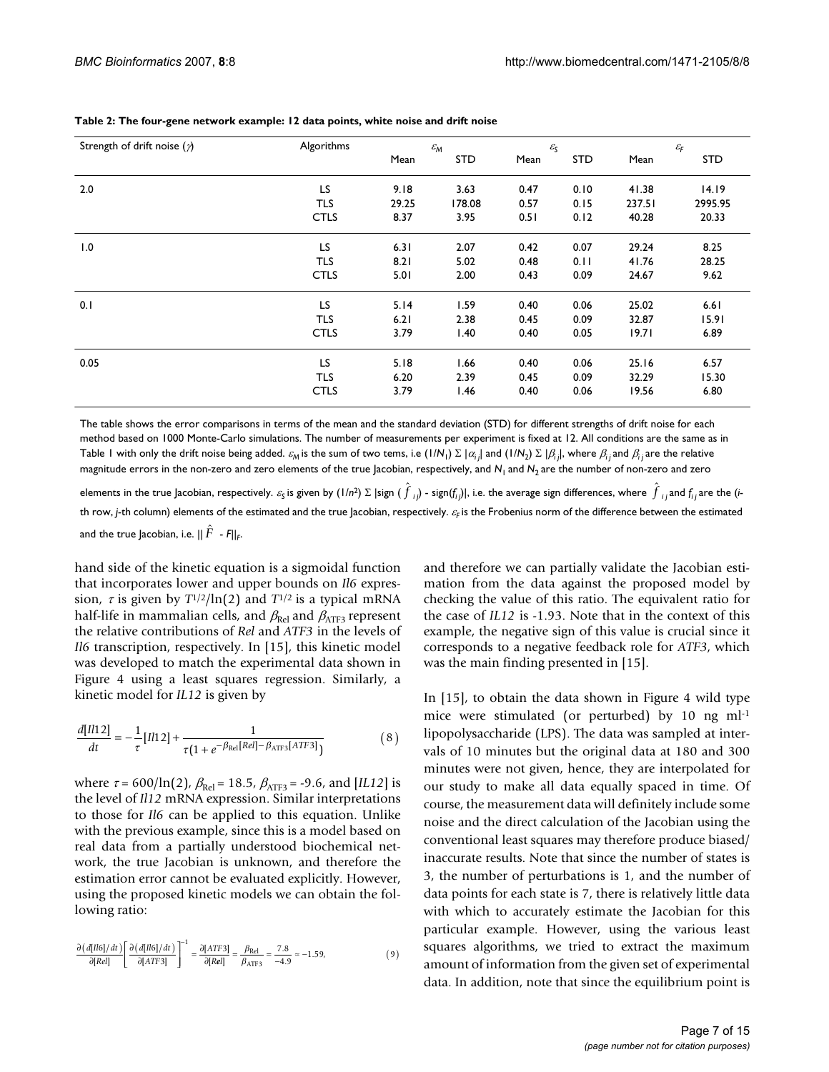**Table 2: The four-gene network example: 12 data points, white noise and drift noise**

| Strength of drift noise ($\gamma$) | Algorithms | $\varepsilon_M$ | | $\varepsilon_S$ | | $\varepsilon_F$ | |
|---|---|---|---|---|---|---|---|
| | | Mean | STD | Mean | STD | Mean | STD |
| 2.0 | LS | 9.18 | 3.63 | 0.47 | 0.10 | 41.38 | 14.19 |
| | TLS | 29.25 | 178.08 | 0.57 | 0.15 | 237.51 | 2995.95 |
| | CTLS | 8.37 | 3.95 | 0.51 | 0.12 | 40.28 | 20.33 |
| 1.0 | LS | 6.31 | 2.07 | 0.42 | 0.07 | 29.24 | 8.25 |
| | TLS | 8.21 | 5.02 | 0.48 | 0.11 | 41.76 | 28.25 |
| | CTLS | 5.01 | 2.00 | 0.43 | 0.09 | 24.67 | 9.62 |
| 0.1 | LS | 5.14 | 1.59 | 0.40 | 0.06 | 25.02 | 6.61 |
| | TLS | 6.21 | 2.38 | 0.45 | 0.09 | 32.87 | 15.91 |
| | CTLS | 3.79 | 1.40 | 0.40 | 0.05 | 19.71 | 6.89 |
| 0.05 | LS | 5.18 | 1.66 | 0.40 | 0.06 | 25.16 | 6.57 |
| | TLS | 6.20 | 2.39 | 0.45 | 0.09 | 32.29 | 15.30 |
| | CTLS | 3.79 | 1.46 | 0.40 | 0.06 | 19.56 | 6.80 |

The table shows the error comparisons in terms of the mean and the standard deviation (STD) for different strengths of drift noise for each method based on 1000 Monte-Carlo simulations. The number of measurements per experiment is fixed at 12. All conditions are the same as in Table 1 with only the drift noise being added. $\varepsilon_M$ is the sum of two tems, i.e $(1/N_1)\sum|\alpha_{ij}|$ and $(1/N_2)\sum|\beta_{ij}|$, where $\beta_{ij}$ and $\beta_{ij}$ are the relative magnitude errors in the non-zero and zero elements of the true Jacobian, respectively, and $N_1$ and $N_2$ are the number of non-zero and zero elements in the true Jacobian, respectively. $\varepsilon_S$ is given by $(1/n^2)\sum|\text{sign}(\hat{f}_{ij}) - \text{sign}(f_{ij})|$, i.e. the average sign differences, where $\hat{f}_{ij}$ and $f_{ij}$ are the (*i*-th row, *j*-th column) elements of the estimated and the true Jacobian, respectively. $\varepsilon_F$ is the Frobenius norm of the difference between the estimated and the true Jacobian, i.e. $\|\hat{F} - F\|_F$.

hand side of the kinetic equation is a sigmoidal function that incorporates lower and upper bounds on *Il6* expression, $\tau$ is given by $T^{1/2}/\ln(2)$ and $T^{1/2}$ is a typical mRNA half-life in mammalian cells, and $\beta_{\text{Rel}}$ and $\beta_{\text{ATF3}}$ represent the relative contributions of *Rel* and *ATF3* in the levels of *Il6* transcription, respectively. In [15], this kinetic model was developed to match the experimental data shown in Figure 4 using a least squares regression. Similarly, a kinetic model for *IL12* is given by

$$\frac{d[Il12]}{dt} = -\frac{1}{\tau}[Il12] + \frac{1}{\tau(1+e^{-\beta_{\text{Rel}}[Rel]-\beta_{\text{ATF3}}[ATF3]})} \tag{8}$$

where $\tau = 600/\ln(2)$, $\beta_{\text{Rel}} = 18.5$, $\beta_{\text{ATF3}} = -9.6$, and $[IL12]$ is the level of *Il12* mRNA expression. Similar interpretations to those for *Il6* can be applied to this equation. Unlike with the previous example, since this is a model based on real data from a partially understood biochemical network, the true Jacobian is unknown, and therefore the estimation error cannot be evaluated explicitly. However, using the proposed kinetic models we can obtain the following ratio:

$$\frac{\partial(d[Il6]/dt)}{\partial[Rel]}\left[\frac{\partial(d[Il6]/dt)}{\partial[ATF3]}\right]^{-1} = \frac{\partial[ATF3]}{\partial[Rel]} = \frac{\beta_{\text{Rel}}}{\beta_{\text{ATF3}}} = \frac{7.8}{-4.9} = -1.59, \tag{9}$$

and therefore we can partially validate the Jacobian estimation from the data against the proposed model by checking the value of this ratio. The equivalent ratio for the case of *IL12* is -1.93. Note that in the context of this example, the negative sign of this value is crucial since it corresponds to a negative feedback role for *ATF3*, which was the main finding presented in [15].

In [15], to obtain the data shown in Figure 4 wild type mice were stimulated (or perturbed) by 10 ng ml$^{-1}$ lipopolysaccharide (LPS). The data was sampled at intervals of 10 minutes but the original data at 180 and 300 minutes were not given, hence, they are interpolated for our study to make all data equally spaced in time. Of course, the measurement data will definitely include some noise and the direct calculation of the Jacobian using the conventional least squares may therefore produce biased/inaccurate results. Note that since the number of states is 3, the number of perturbations is 1, and the number of data points for each state is 7, there is relatively little data with which to accurately estimate the Jacobian for this particular example. However, using the various least squares algorithms, we tried to extract the maximum amount of information from the given set of experimental data. In addition, note that since the equilibrium point is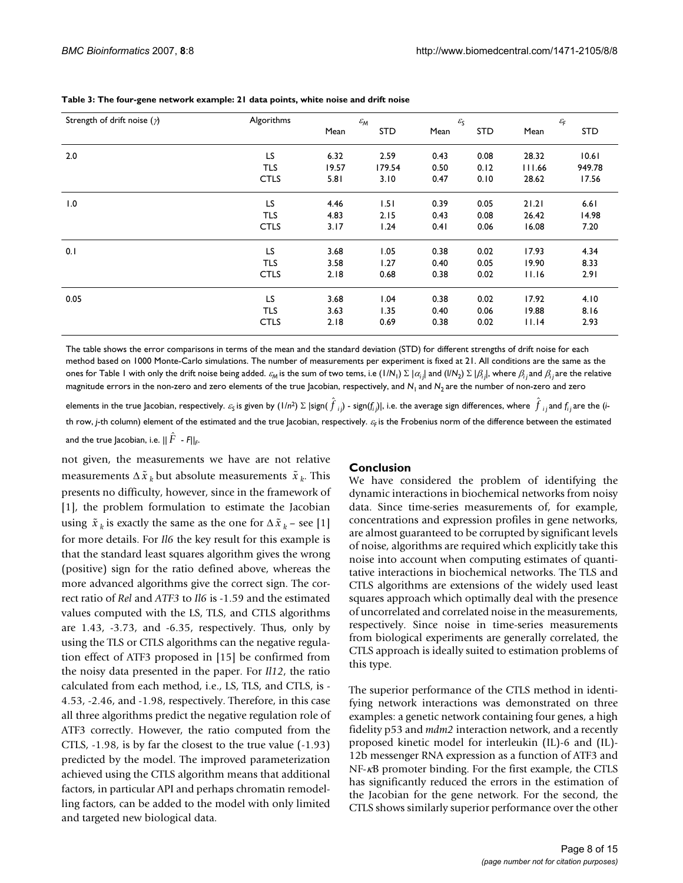**Table 3: The four-gene network example: 21 data points, white noise and drift noise**

| Strength of drift noise ($\gamma$) | Algorithms | $\varepsilon_M$ | | $\varepsilon_S$ | | $\varepsilon_F$ | |
|---|---|---|---|---|---|---|---|
| | | Mean | STD | Mean | STD | Mean | STD |
| 2.0 | LS | 6.32 | 2.59 | 0.43 | 0.08 | 28.32 | 10.61 |
| | TLS | 19.57 | 179.54 | 0.50 | 0.12 | 111.66 | 949.78 |
| | CTLS | 5.81 | 3.10 | 0.47 | 0.10 | 28.62 | 17.56 |
| 1.0 | LS | 4.46 | 1.51 | 0.39 | 0.05 | 21.21 | 6.61 |
| | TLS | 4.83 | 2.15 | 0.43 | 0.08 | 26.42 | 14.98 |
| | CTLS | 3.17 | 1.24 | 0.41 | 0.06 | 16.08 | 7.20 |
| 0.1 | LS | 3.68 | 1.05 | 0.38 | 0.02 | 17.93 | 4.34 |
| | TLS | 3.58 | 1.27 | 0.40 | 0.05 | 19.90 | 8.33 |
| | CTLS | 2.18 | 0.68 | 0.38 | 0.02 | 11.16 | 2.91 |
| 0.05 | LS | 3.68 | 1.04 | 0.38 | 0.02 | 17.92 | 4.10 |
| | TLS | 3.63 | 1.35 | 0.40 | 0.06 | 19.88 | 8.16 |
| | CTLS | 2.18 | 0.69 | 0.38 | 0.02 | 11.14 | 2.93 |

The table shows the error comparisons in terms of the mean and the standard deviation (STD) for different strengths of drift noise for each method based on 1000 Monte-Carlo simulations. The number of measurements per experiment is fixed at 21. All conditions are the same as the ones for Table 1 with only the drift noise being added. $\varepsilon_M$ is the sum of two tems, i.e $(1/N_1) \Sigma |\alpha_{ij}|$ and $(l/N_2) \Sigma |\beta_{ij}|$, where $\beta_{ij}$ and $\beta_{ij}$ are the relative magnitude errors in the non-zero and zero elements of the true Jacobian, respectively, and $N_1$ and $N_2$ are the number of non-zero and zero elements in the true Jacobian, respectively. $\varepsilon_S$ is given by $(1/n^2) \Sigma |\text{sign}(\hat{f}_{ij}) - \text{sign}(f_{ij})|$, i.e. the average sign differences, where $\hat{f}_{ij}$ and $f_{ij}$ are the ($i$-th row, $j$-th column) element of the estimated and the true Jacobian, respectively. $\varepsilon_F$ is the Frobenius norm of the difference between the estimated and the true Jacobian, i.e. $\|\hat{F} - F\|_F$.

not given, the measurements we have are not relative measurements $\Delta \tilde{x}_k$ but absolute measurements $\tilde{x}_k$. This presents no difficulty, however, since in the framework of [1], the problem formulation to estimate the Jacobian using $\tilde{x}_k$ is exactly the same as the one for $\Delta \tilde{x}_k$ – see [1] for more details. For *Il6* the key result for this example is that the standard least squares algorithm gives the wrong (positive) sign for the ratio defined above, whereas the more advanced algorithms give the correct sign. The correct ratio of *Rel* and *ATF3* to *Il6* is -1.59 and the estimated values computed with the LS, TLS, and CTLS algorithms are 1.43, -3.73, and -6.35, respectively. Thus, only by using the TLS or CTLS algorithms can the negative regulation effect of ATF3 proposed in [15] be confirmed from the noisy data presented in the paper. For *Il12*, the ratio calculated from each method, i.e., LS, TLS, and CTLS, is -4.53, -2.46, and -1.98, respectively. Therefore, in this case all three algorithms predict the negative regulation role of ATF3 correctly. However, the ratio computed from the CTLS, -1.98, is by far the closest to the true value (-1.93) predicted by the model. The improved parameterization achieved using the CTLS algorithm means that additional factors, in particular API and perhaps chromatin remodelling factors, can be added to the model with only limited and targeted new biological data.

## Conclusion

We have considered the problem of identifying the dynamic interactions in biochemical networks from noisy data. Since time-series measurements of, for example, concentrations and expression profiles in gene networks, are almost guaranteed to be corrupted by significant levels of noise, algorithms are required which explicitly take this noise into account when computing estimates of quantitative interactions in biochemical networks. The TLS and CTLS algorithms are extensions of the widely used least squares approach which optimally deal with the presence of uncorrelated and correlated noise in the measurements, respectively. Since noise in time-series measurements from biological experiments are generally correlated, the CTLS approach is ideally suited to estimation problems of this type.

The superior performance of the CTLS method in identifying network interactions was demonstrated on three examples: a genetic network containing four genes, a high fidelity p53 and *mdm2* interaction network, and a recently proposed kinetic model for interleukin (IL)-6 and (IL)-12b messenger RNA expression as a function of ATF3 and NF-$\kappa$B promoter binding. For the first example, the CTLS has significantly reduced the errors in the estimation of the Jacobian for the gene network. For the second, the CTLS shows similarly superior performance over the other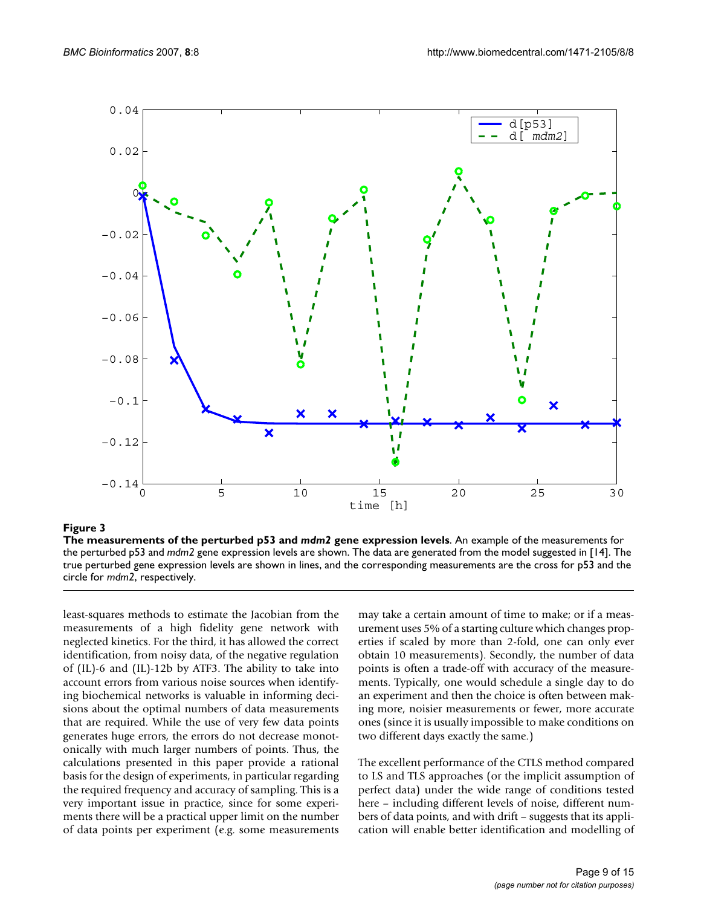**Figure 3**

**The measurements of the perturbed p53 and *mdm2* gene expression levels**. An example of the measurements for the perturbed p53 and *mdm2* gene expression levels are shown. The data are generated from the model suggested in [14]. The true perturbed gene expression levels are shown in lines, and the corresponding measurements are the cross for p53 and the circle for *mdm2*, respectively.

least-squares methods to estimate the Jacobian from the measurements of a high fidelity gene network with neglected kinetics. For the third, it has allowed the correct identification, from noisy data, of the negative regulation of (IL)-6 and (IL)-12b by ATF3. The ability to take into account errors from various noise sources when identifying biochemical networks is valuable in informing decisions about the optimal numbers of data measurements that are required. While the use of very few data points generates huge errors, the errors do not decrease monotonically with much larger numbers of points. Thus, the calculations presented in this paper provide a rational basis for the design of experiments, in particular regarding the required frequency and accuracy of sampling. This is a very important issue in practice, since for some experiments there will be a practical upper limit on the number of data points per experiment (e.g. some measurements may take a certain amount of time to make; or if a measurement uses 5% of a starting culture which changes properties if scaled by more than 2-fold, one can only ever obtain 10 measurements). Secondly, the number of data points is often a trade-off with accuracy of the measurements. Typically, one would schedule a single day to do an experiment and then the choice is often between making more, noisier measurements or fewer, more accurate ones (since it is usually impossible to make conditions on two different days exactly the same.)

The excellent performance of the CTLS method compared to LS and TLS approaches (or the implicit assumption of perfect data) under the wide range of conditions tested here – including different levels of noise, different numbers of data points, and with drift – suggests that its application will enable better identification and modelling of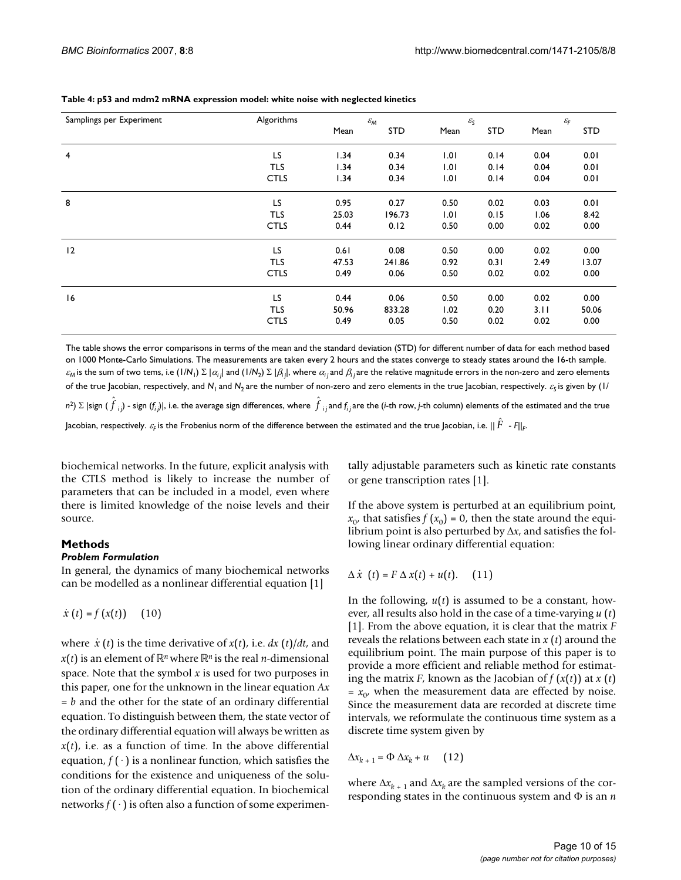**Table 4: p53 and mdm2 mRNA expression model: white noise with neglected kinetics**

| Samplings per Experiment | Algorithms | $\varepsilon_M$ | | $\varepsilon_S$ | | $\varepsilon_F$ | |
|---|---|---|---|---|---|---|---|
| | | Mean | STD | Mean | STD | Mean | STD |
| 4 | LS | 1.34 | 0.34 | 1.01 | 0.14 | 0.04 | 0.01 |
| | TLS | 1.34 | 0.34 | 1.01 | 0.14 | 0.04 | 0.01 |
| | CTLS | 1.34 | 0.34 | 1.01 | 0.14 | 0.04 | 0.01 |
| 8 | LS | 0.95 | 0.27 | 0.50 | 0.02 | 0.03 | 0.01 |
| | TLS | 25.03 | 196.73 | 1.01 | 0.15 | 1.06 | 8.42 |
| | CTLS | 0.44 | 0.12 | 0.50 | 0.00 | 0.02 | 0.00 |
| 12 | LS | 0.61 | 0.08 | 0.50 | 0.00 | 0.02 | 0.00 |
| | TLS | 47.53 | 241.86 | 0.92 | 0.31 | 2.49 | 13.07 |
| | CTLS | 0.49 | 0.06 | 0.50 | 0.02 | 0.02 | 0.00 |
| 16 | LS | 0.44 | 0.06 | 0.50 | 0.00 | 0.02 | 0.00 |
| | TLS | 50.96 | 833.28 | 1.02 | 0.20 | 3.11 | 50.06 |
| | CTLS | 0.49 | 0.05 | 0.50 | 0.02 | 0.02 | 0.00 |

The table shows the error comparisons in terms of the mean and the standard deviation (STD) for different number of data for each method based on 1000 Monte-Carlo Simulations. The measurements are taken every 2 hours and the states converge to steady states around the 16-th sample. $\varepsilon_M$ is the sum of two tems, i.e $(1/N_1) \Sigma |\alpha_{ij}|$ and $(1/N_2) \Sigma |\beta_{ij}|$, where $\alpha_{ij}$ and $\beta_{ij}$ are the relative magnitude errors in the non-zero and zero elements of the true Jacobian, respectively, and $N_1$ and $N_2$ are the number of non-zero and zero elements in the true Jacobian, respectively. $\varepsilon_S$ is given by $(1/n^2) \Sigma |\text{sign}(\hat{f}_{ij}) - \text{sign}(f_{ij})|$, i.e. the average sign differences, where $\hat{f}_{ij}$ and $f_{ij}$ are the ($i$-th row, $j$-th column) elements of the estimated and the true Jacobian, respectively. $\varepsilon_F$ is the Frobenius norm of the difference between the estimated and the true Jacobian, i.e. $||\hat{F} - F||_F$.

biochemical networks. In the future, explicit analysis with the CTLS method is likely to increase the number of parameters that can be included in a model, even where there is limited knowledge of the noise levels and their source.

## Methods

### Problem Formulation

In general, the dynamics of many biochemical networks can be modelled as a nonlinear differential equation [1]

$$\dot{x}(t) = f(x(t)) \quad (10)$$

where $\dot{x}(t)$ is the time derivative of $x(t)$, i.e. $dx(t)/dt$, and $x(t)$ is an element of $\mathbb{R}^n$ where $\mathbb{R}^n$ is the real $n$-dimensional space. Note that the symbol $x$ is used for two purposes in this paper, one for the unknown in the linear equation $Ax = b$ and the other for the state of an ordinary differential equation. To distinguish between them, the state vector of the ordinary differential equation will always be written as $x(t)$, i.e. as a function of time. In the above differential equation, $f(\cdot)$ is a nonlinear function, which satisfies the conditions for the existence and uniqueness of the solution of the ordinary differential equation. In biochemical networks $f(\cdot)$ is often also a function of some experimentally adjustable parameters such as kinetic rate constants or gene transcription rates [1].

If the above system is perturbed at an equilibrium point, $x_0$, that satisfies $f(x_0) = 0$, then the state around the equilibrium point is also perturbed by $\Delta x$, and satisfies the following linear ordinary differential equation:

$$\Delta \dot{x}(t) = F \Delta x(t) + u(t). \quad (11)$$

In the following, $u(t)$ is assumed to be a constant, however, all results also hold in the case of a time-varying $u(t)$ [1]. From the above equation, it is clear that the matrix $F$ reveals the relations between each state in $x(t)$ around the equilibrium point. The main purpose of this paper is to provide a more efficient and reliable method for estimating the matrix $F$, known as the Jacobian of $f(x(t))$ at $x(t) = x_0$, when the measurement data are effected by noise. Since the measurement data are recorded at discrete time intervals, we reformulate the continuous time system as a discrete time system given by

$$\Delta x_{k+1} = \Phi \Delta x_k + u \quad (12)$$

where $\Delta x_{k+1}$ and $\Delta x_k$ are the sampled versions of the corresponding states in the continuous system and $\Phi$ is an $n$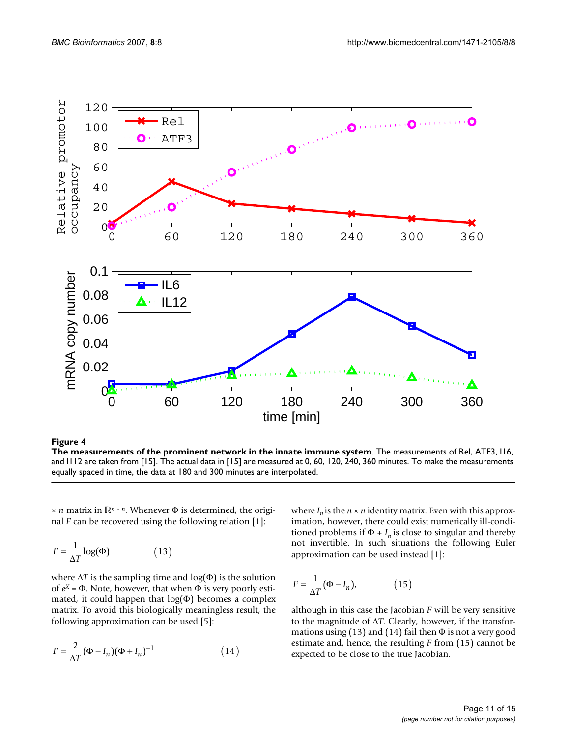**Figure 4**

**The measurements of the prominent network in the innate immune system**. The measurements of Rel, ATF3, Il6, and Il12 are taken from [15]. The actual data in [15] are measured at 0, 60, 120, 240, 360 minutes. To make the measurements equally spaced in time, the data at 180 and 300 minutes are interpolated.

$\times$ $n$ matrix in $\mathbb{R}^{n \times n}$. Whenever $\Phi$ is determined, the original $F$ can be recovered using the following relation [1]:

$$F = \frac{1}{\Delta T} \log(\Phi) \qquad (13)$$

where $\Delta T$ is the sampling time and $\log(\Phi)$ is the solution of $e^X = \Phi$. Note, however, that when $\Phi$ is very poorly estimated, it could happen that $\log(\Phi)$ becomes a complex matrix. To avoid this biologically meaningless result, the following approximation can be used [5]:

$$F = \frac{2}{\Delta T}(\Phi - I_n)(\Phi + I_n)^{-1} \qquad (14)$$

where $I_n$ is the $n \times n$ identity matrix. Even with this approximation, however, there could exist numerically ill-conditioned problems if $\Phi + I_n$ is close to singular and thereby not invertible. In such situations the following Euler approximation can be used instead [1]:

$$F = \frac{1}{\Delta T}(\Phi - I_n), \qquad (15)$$

although in this case the Jacobian $F$ will be very sensitive to the magnitude of $\Delta T$. Clearly, however, if the transformations using (13) and (14) fail then $\Phi$ is not a very good estimate and, hence, the resulting $F$ from (15) cannot be expected to be close to the true Jacobian.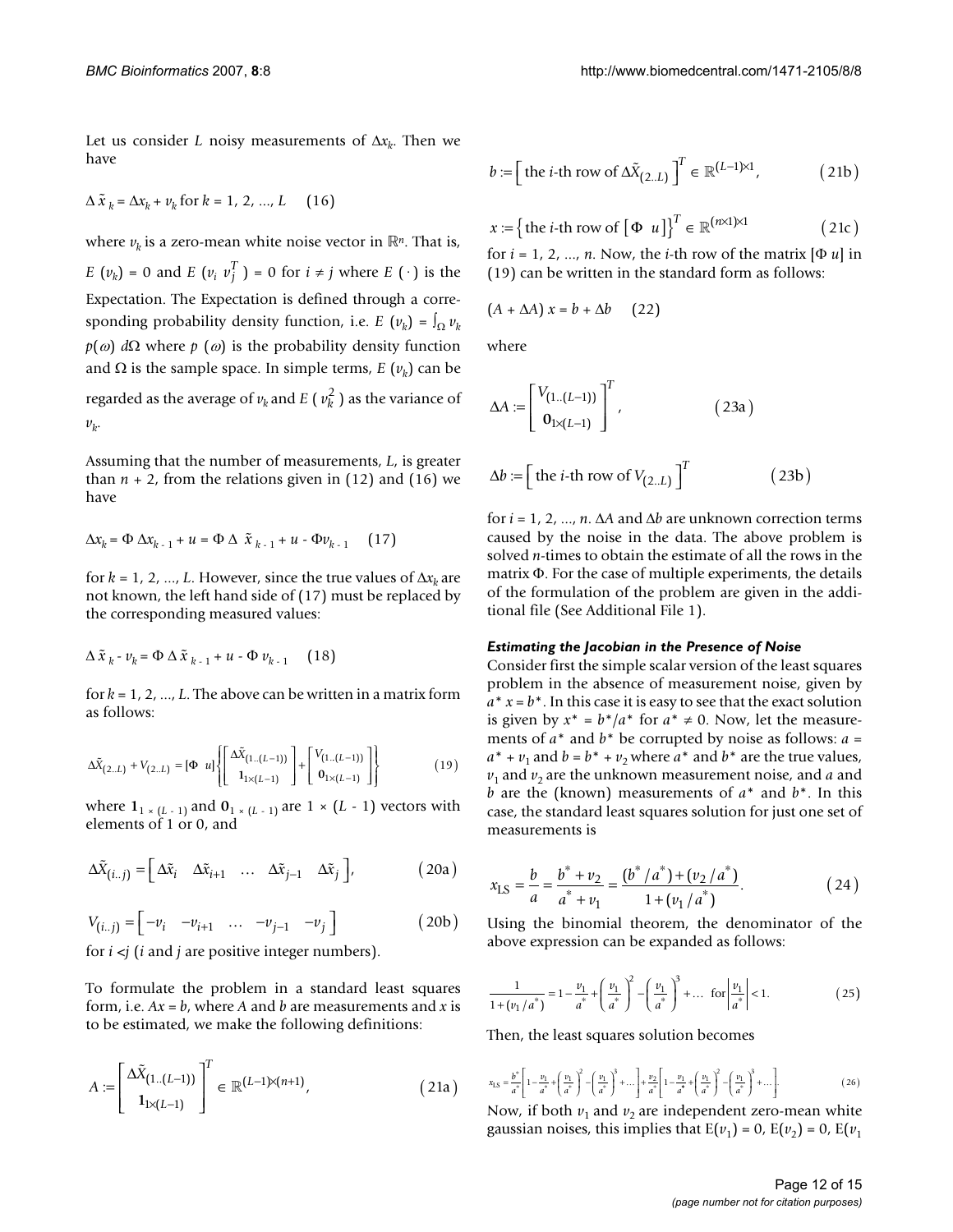Let us consider $L$ noisy measurements of $\Delta x_k$. Then we have

$$\Delta \tilde{x}_k = \Delta x_k + v_k \text{ for } k = 1, 2, ..., L \quad (16)$$

where $v_k$ is a zero-mean white noise vector in $\mathbb{R}^n$. That is, $E(v_k) = 0$ and $E(v_i v_j^T) = 0$ for $i \neq j$ where $E(\cdot)$ is the Expectation. The Expectation is defined through a corresponding probability density function, i.e. $E(v_k) = \int_\Omega v_k p(\omega) d\Omega$ where $p(\omega)$ is the probability density function and $\Omega$ is the sample space. In simple terms, $E(v_k)$ can be regarded as the average of $v_k$ and $E(v_k^2)$ as the variance of $v_k$.

Assuming that the number of measurements, $L$, is greater than $n + 2$, from the relations given in (12) and (16) we have

$$\Delta x_k = \Phi \Delta x_{k-1} + u = \Phi \Delta \tilde{x}_{k-1} + u - \Phi v_{k-1} \quad (17)$$

for $k = 1, 2, ..., L$. However, since the true values of $\Delta x_k$ are not known, the left hand side of (17) must be replaced by the corresponding measured values:

$$\Delta \tilde{x}_k - v_k = \Phi \Delta \tilde{x}_{k-1} + u - \Phi v_{k-1} \quad (18)$$

for $k = 1, 2, ..., L$. The above can be written in a matrix form as follows:

$$\Delta\tilde{X}_{(2..L)} + V_{(2..L)} = [\Phi \ \ u]\left\{\begin{bmatrix} \Delta\tilde{X}_{(1..(L-1))} \\ \mathbf{1}_{1\times(L-1)} \end{bmatrix} + \begin{bmatrix} V_{(1..(L-1))} \\ \mathbf{0}_{1\times(L-1)} \end{bmatrix}\right\} \quad (19)$$

where $\mathbf{1}_{1 \times (L-1)}$ and $\mathbf{0}_{1 \times (L-1)}$ are $1 \times (L-1)$ vectors with elements of 1 or 0, and

$$\Delta\tilde{X}_{(i..j)} = \begin{bmatrix} \Delta\tilde{x}_i & \Delta\tilde{x}_{i+1} & \dots & \Delta\tilde{x}_{j-1} & \Delta\tilde{x}_j \end{bmatrix}, \quad (20a)$$

$$V_{(i..j)} = \begin{bmatrix} -v_i & -v_{i+1} & \dots & -v_{j-1} & -v_j \end{bmatrix} \quad (20b)$$

for $i < j$ ($i$ and $j$ are positive integer numbers).

To formulate the problem in a standard least squares form, i.e. $Ax = b$, where $A$ and $b$ are measurements and $x$ is to be estimated, we make the following definitions:

$$A := \begin{bmatrix} \Delta\tilde{X}_{(1..(L-1))} \\ \mathbf{1}_{1\times(L-1)} \end{bmatrix}^T \in \mathbb{R}^{(L-1)\times(n+1)}, \quad (21a)$$

$$b := \left[ \text{ the } i\text{-th row of } \Delta\tilde{X}_{(2..L)} \right]^T \in \mathbb{R}^{(L-1)\times 1}, \quad (21b)$$

$$x := \left\{ \text{the } i\text{-th row of } [\Phi \ \ u] \right\}^T \in \mathbb{R}^{(n\times 1)\times 1} \quad (21c)$$

for $i = 1, 2, ..., n$. Now, the $i$-th row of the matrix $[\Phi \ u]$ in (19) can be written in the standard form as follows:

$$(A + \Delta A) x = b + \Delta b \quad (22)$$

where

$$\Delta A := \begin{bmatrix} V_{(1..(L-1))} \\ \mathbf{0}_{1\times(L-1)} \end{bmatrix}^T, \quad (23a)$$

$$\Delta b := \left[ \text{ the } i\text{-th row of } V_{(2..L)} \right]^T \quad (23b)$$

for $i = 1, 2, ..., n$. $\Delta A$ and $\Delta b$ are unknown correction terms caused by the noise in the data. The above problem is solved $n$-times to obtain the estimate of all the rows in the matrix $\Phi$. For the case of multiple experiments, the details of the formulation of the problem are given in the additional file (See Additional File 1).

#### *Estimating the Jacobian in the Presence of Noise*

Consider first the simple scalar version of the least squares problem in the absence of measurement noise, given by $a^* x = b^*$. In this case it is easy to see that the exact solution is given by $x^* = b^*/a^*$ for $a^* \neq 0$. Now, let the measurements of $a^*$ and $b^*$ be corrupted by noise as follows: $a = a^* + v_1$ and $b = b^* + v_2$ where $a^*$ and $b^*$ are the true values, $v_1$ and $v_2$ are the unknown measurement noise, and $a$ and $b$ are the (known) measurements of $a^*$ and $b^*$. In this case, the standard least squares solution for just one set of measurements is

$$x_{\text{LS}} = \frac{b}{a} = \frac{b^* + v_2}{a^* + v_1} = \frac{(b^*/a^*) + (v_2/a^*)}{1 + (v_1/a^*)}. \quad (24)$$

Using the binomial theorem, the denominator of the above expression can be expanded as follows:

$$\frac{1}{1 + (v_1/a^*)} = 1 - \frac{v_1}{a^*} + \left(\frac{v_1}{a^*}\right)^2 - \left(\frac{v_1}{a^*}\right)^3 + \dots \ \text{ for} \left|\frac{v_1}{a^*}\right| < 1. \quad (25)$$

Then, the least squares solution becomes

$$x_{\text{LS}} = \frac{b^*}{a^*}\left[1 - \frac{v_1}{a^*} + \left(\frac{v_1}{a^*}\right)^2 - \left(\frac{v_1}{a^*}\right)^3 + \dots\right] + \frac{v_2}{a^*}\left[1 - \frac{v_1}{a^*} + \left(\frac{v_1}{a^*}\right)^2 - \left(\frac{v_1}{a^*}\right)^3 + \dots\right]. \quad (26)$$

Now, if both $v_1$ and $v_2$ are independent zero-mean white gaussian noises, this implies that $E(v_1) = 0$, $E(v_2) = 0$, $E(v_1$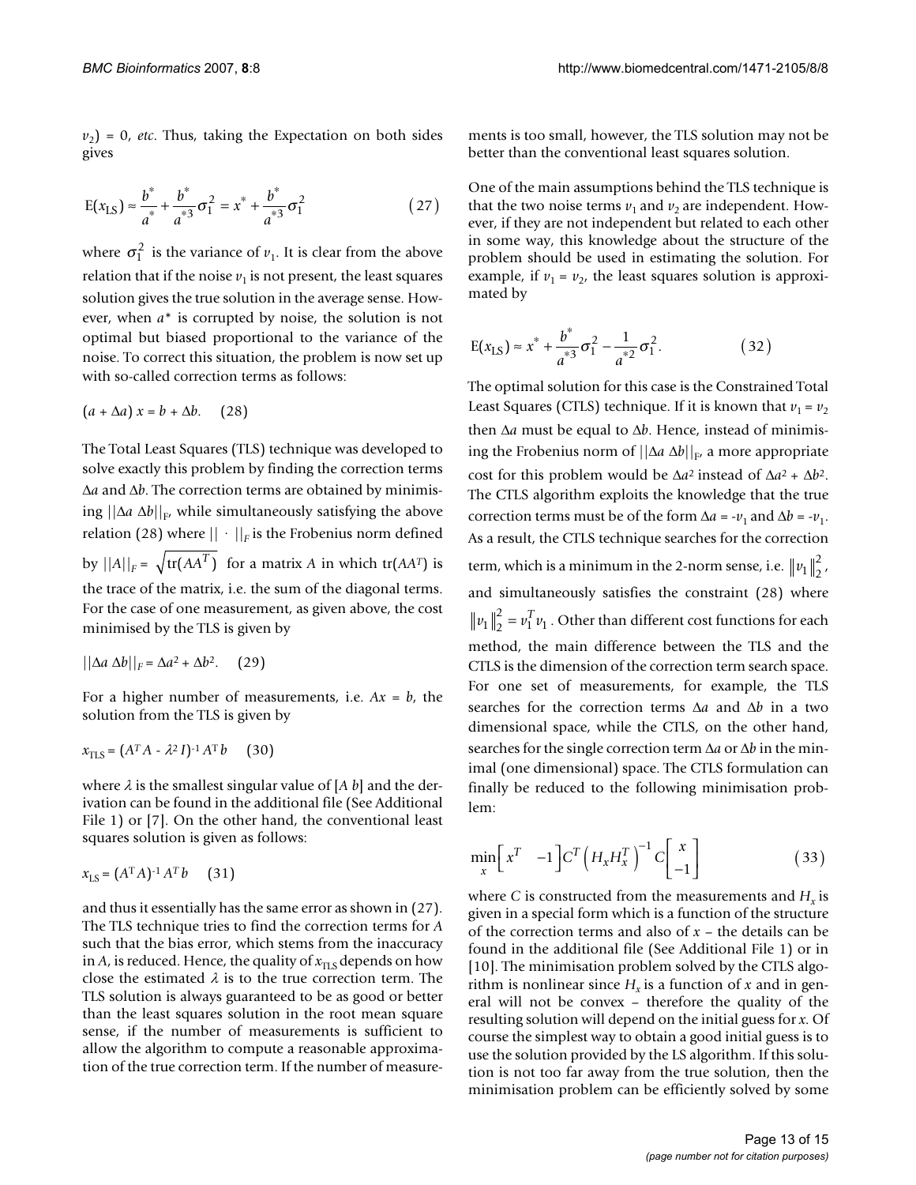$v_2$) = 0, *etc*. Thus, taking the Expectation on both sides gives

$$\mathrm{E}(x_{\mathrm{LS}}) \approx \frac{b^*}{a^*} + \frac{b^*}{a^{*3}}\sigma_1^2 = x^* + \frac{b^*}{a^{*3}}\sigma_1^2 \qquad (27)$$

where $\sigma_1^2$ is the variance of $v_1$. It is clear from the above relation that if the noise $v_1$ is not present, the least squares solution gives the true solution in the average sense. However, when $a^*$ is corrupted by noise, the solution is not optimal but biased proportional to the variance of the noise. To correct this situation, the problem is now set up with so-called correction terms as follows:

$$(a + \Delta a)\, x = b + \Delta b. \qquad (28)$$

The Total Least Squares (TLS) technique was developed to solve exactly this problem by finding the correction terms $\Delta a$ and $\Delta b$. The correction terms are obtained by minimising $||\Delta a\ \Delta b||_F$, while simultaneously satisfying the above relation (28) where $||\cdot||_F$ is the Frobenius norm defined by $||A||_F = \sqrt{\mathrm{tr}(AA^T)}$ for a matrix $A$ in which $\mathrm{tr}(AA^T)$ is the trace of the matrix, i.e. the sum of the diagonal terms. For the case of one measurement, as given above, the cost minimised by the TLS is given by

$$||\Delta a\ \Delta b||_F = \Delta a^2 + \Delta b^2. \qquad (29)$$

For a higher number of measurements, i.e. $Ax = b$, the solution from the TLS is given by

$$x_{\mathrm{TLS}} = (A^T A - \lambda^2 I)^{-1} A^T b \qquad (30)$$

where $\lambda$ is the smallest singular value of $[A\ b]$ and the derivation can be found in the additional file (See Additional File 1) or [7]. On the other hand, the conventional least squares solution is given as follows:

$$x_{\mathrm{LS}} = (A^T A)^{-1} A^T b \qquad (31)$$

and thus it essentially has the same error as shown in (27). The TLS technique tries to find the correction terms for $A$ such that the bias error, which stems from the inaccuracy in $A$, is reduced. Hence, the quality of $x_{\mathrm{TLS}}$ depends on how close the estimated $\lambda$ is to the true correction term. The TLS solution is always guaranteed to be as good or better than the least squares solution in the root mean square sense, if the number of measurements is sufficient to allow the algorithm to compute a reasonable approximation of the true correction term. If the number of measurements is too small, however, the TLS solution may not be better than the conventional least squares solution.

One of the main assumptions behind the TLS technique is that the two noise terms $v_1$ and $v_2$ are independent. However, if they are not independent but related to each other in some way, this knowledge about the structure of the problem should be used in estimating the solution. For example, if $v_1 = v_2$, the least squares solution is approximated by

$$\mathrm{E}(x_{\mathrm{LS}}) \approx x^* + \frac{b^*}{a^{*3}}\sigma_1^2 - \frac{1}{a^{*2}}\sigma_1^2. \qquad (32)$$

The optimal solution for this case is the Constrained Total Least Squares (CTLS) technique. If it is known that $v_1 = v_2$ then $\Delta a$ must be equal to $\Delta b$. Hence, instead of minimising the Frobenius norm of $||\Delta a\ \Delta b||_F$, a more appropriate cost for this problem would be $\Delta a^2$ instead of $\Delta a^2 + \Delta b^2$. The CTLS algorithm exploits the knowledge that the true correction terms must be of the form $\Delta a = -v_1$ and $\Delta b = -v_1$. As a result, the CTLS technique searches for the correction term, which is a minimum in the 2-norm sense, i.e. $\|v_1\|_2^2$, and simultaneously satisfies the constraint (28) where $\|v_1\|_2^2 = v_1^T v_1$. Other than different cost functions for each method, the main difference between the TLS and the CTLS is the dimension of the correction term search space. For one set of measurements, for example, the TLS searches for the correction terms $\Delta a$ and $\Delta b$ in a two dimensional space, while the CTLS, on the other hand, searches for the single correction term $\Delta a$ or $\Delta b$ in the minimal (one dimensional) space. The CTLS formulation can finally be reduced to the following minimisation problem:

$$\min_x \begin{bmatrix} x^T & -1 \end{bmatrix} C^T \left(H_x H_x^T\right)^{-1} C \begin{bmatrix} x \\ -1 \end{bmatrix} \qquad (33)$$

where $C$ is constructed from the measurements and $H_x$ is given in a special form which is a function of the structure of the correction terms and also of $x$ – the details can be found in the additional file (See Additional File 1) or in [10]. The minimisation problem solved by the CTLS algorithm is nonlinear since $H_x$ is a function of $x$ and in general will not be convex – therefore the quality of the resulting solution will depend on the initial guess for $x$. Of course the simplest way to obtain a good initial guess is to use the solution provided by the LS algorithm. If this solution is not too far away from the true solution, then the minimisation problem can be efficiently solved by some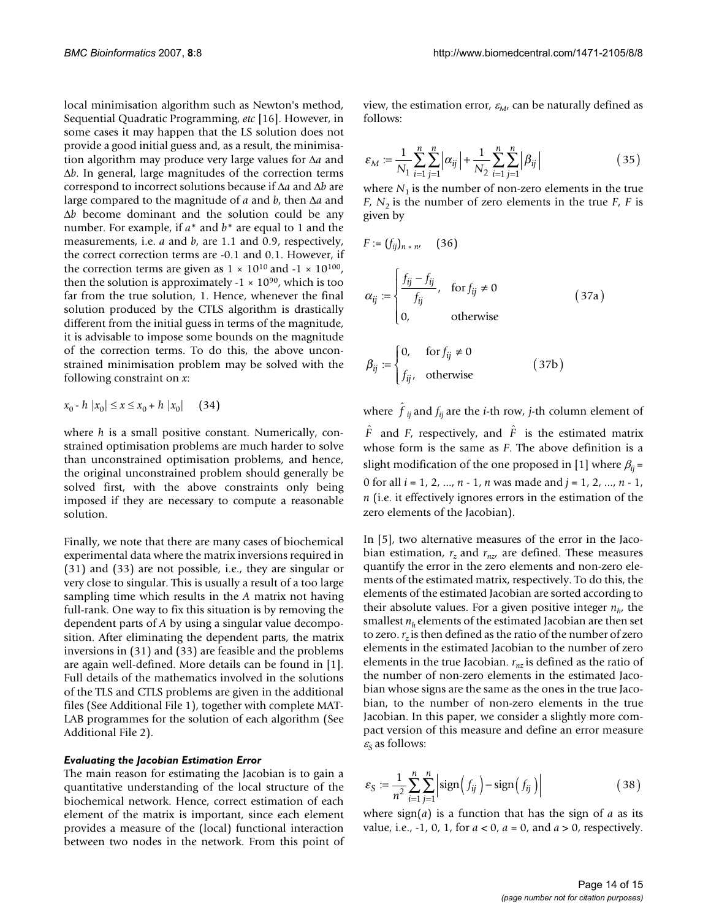local minimisation algorithm such as Newton's method, Sequential Quadratic Programming, *etc* [16]. However, in some cases it may happen that the LS solution does not provide a good initial guess and, as a result, the minimisation algorithm may produce very large values for $\Delta a$ and $\Delta b$. In general, large magnitudes of the correction terms correspond to incorrect solutions because if $\Delta a$ and $\Delta b$ are large compared to the magnitude of $a$ and $b$, then $\Delta a$ and $\Delta b$ become dominant and the solution could be any number. For example, if $a^*$ and $b^*$ are equal to 1 and the measurements, i.e. $a$ and $b$, are 1.1 and 0.9, respectively, the correct correction terms are -0.1 and 0.1. However, if the correction terms are given as $1 \times 10^{10}$ and $-1 \times 10^{100}$, then the solution is approximately $-1 \times 10^{90}$, which is too far from the true solution, 1. Hence, whenever the final solution produced by the CTLS algorithm is drastically different from the initial guess in terms of the magnitude, it is advisable to impose some bounds on the magnitude of the correction terms. To do this, the above unconstrained minimisation problem may be solved with the following constraint on $x$:

$$x_0 - h\,|x_0| \le x \le x_0 + h\,|x_0| \quad (34)$$

where $h$ is a small positive constant. Numerically, constrained optimisation problems are much harder to solve than unconstrained optimisation problems, and hence, the original unconstrained problem should generally be solved first, with the above constraints only being imposed if they are necessary to compute a reasonable solution.

Finally, we note that there are many cases of biochemical experimental data where the matrix inversions required in (31) and (33) are not possible, i.e., they are singular or very close to singular. This is usually a result of a too large sampling time which results in the $A$ matrix not having full-rank. One way to fix this situation is by removing the dependent parts of $A$ by using a singular value decomposition. After eliminating the dependent parts, the matrix inversions in (31) and (33) are feasible and the problems are again well-defined. More details can be found in [1]. Full details of the mathematics involved in the solutions of the TLS and CTLS problems are given in the additional files (See Additional File 1), together with complete MATLAB programmes for the solution of each algorithm (See Additional File 2).

### *Evaluating the Jacobian Estimation Error*

The main reason for estimating the Jacobian is to gain a quantitative understanding of the local structure of the biochemical network. Hence, correct estimation of each element of the matrix is important, since each element provides a measure of the (local) functional interaction between two nodes in the network. From this point of view, the estimation error, $\varepsilon_M$, can be naturally defined as follows:

$$\varepsilon_M := \frac{1}{N_1}\sum_{i=1}^{n}\sum_{j=1}^{n}\left|\alpha_{ij}\right| + \frac{1}{N_2}\sum_{i=1}^{n}\sum_{j=1}^{n}\left|\beta_{ij}\right| \quad (35)$$

where $N_1$ is the number of non-zero elements in the true $F$, $N_2$ is the number of zero elements in the true $F$, $F$ is given by

$$F := (f_{ij})_{n \times n}, \quad (36)$$

$$\alpha_{ij} := \begin{cases} \dfrac{\hat{f}_{ij} - f_{ij}}{f_{ij}}, & \text{for } f_{ij} \ne 0 \\ 0, & \text{otherwise} \end{cases} \quad (37a)$$

$$\beta_{ij} := \begin{cases} 0, & \text{for } f_{ij} \ne 0 \\ \hat{f}_{ij}, & \text{otherwise} \end{cases} \quad (37b)$$

where $\hat{f}_{ij}$ and $f_{ij}$ are the $i$-th row, $j$-th column element of $\hat{F}$ and $F$, respectively, and $\hat{F}$ is the estimated matrix whose form is the same as $F$. The above definition is a slight modification of the one proposed in [1] where $\beta_{ij} = 0$ for all $i = 1, 2, ..., n - 1, n$ was made and $j = 1, 2, ..., n - 1, n$ (i.e. it effectively ignores errors in the estimation of the zero elements of the Jacobian).

In [5], two alternative measures of the error in the Jacobian estimation, $r_z$ and $r_{nz}$, are defined. These measures quantify the error in the zero elements and non-zero elements of the estimated matrix, respectively. To do this, the elements of the estimated Jacobian are sorted according to their absolute values. For a given positive integer $n_h$, the smallest $n_h$ elements of the estimated Jacobian are then set to zero. $r_z$ is then defined as the ratio of the number of zero elements in the estimated Jacobian to the number of zero elements in the true Jacobian. $r_{nz}$ is defined as the ratio of the number of non-zero elements in the estimated Jacobian whose signs are the same as the ones in the true Jacobian, to the number of non-zero elements in the true Jacobian. In this paper, we consider a slightly more compact version of this measure and define an error measure $\varepsilon_S$ as follows:

$$\varepsilon_S := \frac{1}{n^2}\sum_{i=1}^{n}\sum_{j=1}^{n}\left|\text{sign}\left(\hat{f}_{ij}\right) - \text{sign}\left(f_{ij}\right)\right| \quad (38)$$

where sign($a$) is a function that has the sign of $a$ as its value, i.e., -1, 0, 1, for $a < 0$, $a = 0$, and $a > 0$, respectively.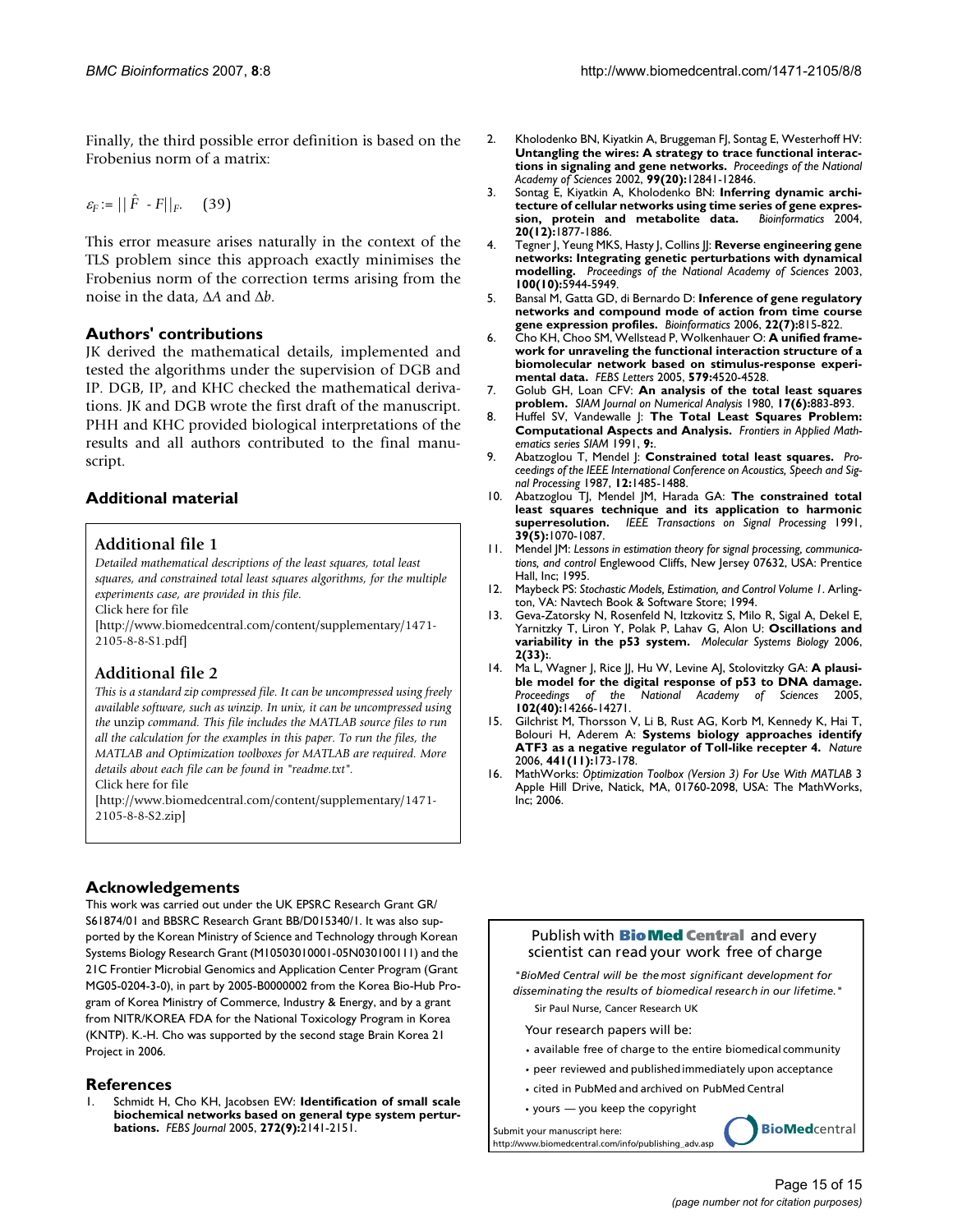Finally, the third possible error definition is based on the Frobenius norm of a matrix:

$$\varepsilon_F := ||\hat{F} - F||_F. \quad (39)$$

This error measure arises naturally in the context of the TLS problem since this approach exactly minimises the Frobenius norm of the correction terms arising from the noise in the data, $\Delta A$ and $\Delta b$.

## Authors' contributions

JK derived the mathematical details, implemented and tested the algorithms under the supervision of DGB and IP. DGB, IP, and KHC checked the mathematical derivations. JK and DGB wrote the first draft of the manuscript. PHH and KHC provided biological interpretations of the results and all authors contributed to the final manuscript.

## Additional material

### Additional file 1

*Detailed mathematical descriptions of the least squares, total least squares, and constrained total least squares algorithms, for the multiple experiments case, are provided in this file.*
Click here for file
[http://www.biomedcentral.com/content/supplementary/1471-2105-8-8-S1.pdf]

### Additional file 2

*This is a standard zip compressed file. It can be uncompressed using freely available software, such as winzip. In unix, it can be uncompressed using the* unzip *command. This file includes the MATLAB source files to run all the calculation for the examples in this paper. To run the files, the MATLAB and Optimization toolboxes for MATLAB are required. More details about each file can be found in "readme.txt".*
Click here for file
[http://www.biomedcentral.com/content/supplementary/1471-2105-8-8-S2.zip]

## Acknowledgements

This work was carried out under the UK EPSRC Research Grant GR/S61874/01 and BBSRC Research Grant BB/D015340/1. It was also supported by the Korean Ministry of Science and Technology through Korean Systems Biology Research Grant (M10503010001-05N030100111) and the 21C Frontier Microbial Genomics and Application Center Program (Grant MG05-0204-3-0), in part by 2005-B0000002 from the Korea Bio-Hub Program of Korea Ministry of Commerce, Industry & Energy, and by a grant from NITR/KOREA FDA for the National Toxicology Program in Korea (KNTP). K.-H. Cho was supported by the second stage Brain Korea 21 Project in 2006.

## References

1. Schmidt H, Cho KH, Jacobsen EW: **Identification of small scale biochemical networks based on general type system perturbations.** *FEBS Journal* 2005, **272(9):**2141-2151.
2. Kholodenko BN, Kiyatkin A, Bruggeman FJ, Sontag E, Westerhoff HV: **Untangling the wires: A strategy to trace functional interactions in signaling and gene networks.** *Proceedings of the National Academy of Sciences* 2002, **99(20):**12841-12846.
3. Sontag E, Kiyatkin A, Kholodenko BN: **Inferring dynamic architecture of cellular networks using time series of gene expression, protein and metabolite data.** *Bioinformatics* 2004, **20(12):**1877-1886.
4. Tegner J, Yeung MKS, Hasty J, Collins JJ: **Reverse engineering gene networks: Integrating genetic perturbations with dynamical modelling.** *Proceedings of the National Academy of Sciences* 2003, **100(10):**5944-5949.
5. Bansal M, Gatta GD, di Bernardo D: **Inference of gene regulatory networks and compound mode of action from time course gene expression profiles.** *Bioinformatics* 2006, **22(7):**815-822.
6. Cho KH, Choo SM, Wellstead P, Wolkenhauer O: **A unified framework for unraveling the functional interaction structure of a biomolecular network based on stimulus-response experimental data.** *FEBS Letters* 2005, **579:**4520-4528.
7. Golub GH, Loan CFV: **An analysis of the total least squares problem.** *SIAM Journal on Numerical Analysis* 1980, **17(6):**883-893.
8. Huffel SV, Vandewalle J: **The Total Least Squares Problem: Computational Aspects and Analysis.** *Frontiers in Applied Mathematics series SIAM* 1991, **9:**.
9. Abatzoglou T, Mendel J: **Constrained total least squares.** *Proceedings of the IEEE International Conference on Acoustics, Speech and Signal Processing* 1987, **12:**1485-1488.
10. Abatzoglou TJ, Mendel JM, Harada GA: **The constrained total least squares technique and its application to harmonic superresolution.** *IEEE Transactions on Signal Processing* 1991, **39(5):**1070-1087.
11. Mendel JM: *Lessons in estimation theory for signal processing, communications, and control* Englewood Cliffs, New Jersey 07632, USA: Prentice Hall, Inc; 1995.
12. Maybeck PS: *Stochastic Models, Estimation, and Control Volume 1*. Arlington, VA: Navtech Book & Software Store; 1994.
13. Geva-Zatorsky N, Rosenfeld N, Itzkovitz S, Milo R, Sigal A, Dekel E, Yarnitzky T, Liron Y, Polak P, Lahav G, Alon U: **Oscillations and variability in the p53 system.** *Molecular Systems Biology* 2006, **2(33):**.
14. Ma L, Wagner J, Rice JJ, Hu W, Levine AJ, Stolovitzky GA: **A plausible model for the digital response of p53 to DNA damage.** *Proceedings of the National Academy of Sciences* 2005, **102(40):**14266-14271.
15. Gilchrist M, Thorsson V, Li B, Rust AG, Korb M, Kennedy K, Hai T, Bolouri H, Aderem A: **Systems biology approaches identify ATF3 as a negative regulator of Toll-like recepter 4.** *Nature* 2006, **441(11):**173-178.
16. MathWorks: *Optimization Toolbox (Version 3) For Use With MATLAB* 3 Apple Hill Drive, Natick, MA, 01760-2098, USA: The MathWorks, Inc; 2006.

Publish with **BioMed Central** and every scientist can read your work free of charge

*"BioMed Central will be the most significant development for disseminating the results of biomedical research in our lifetime."*
Sir Paul Nurse, Cancer Research UK

Your research papers will be:

- available free of charge to the entire biomedical community
- peer reviewed and published immediately upon acceptance
- cited in PubMed and archived on PubMed Central
- yours — you keep the copyright

Submit your manuscript here:
http://www.biomedcentral.com/info/publishing_adv.asp

BioMedcentral